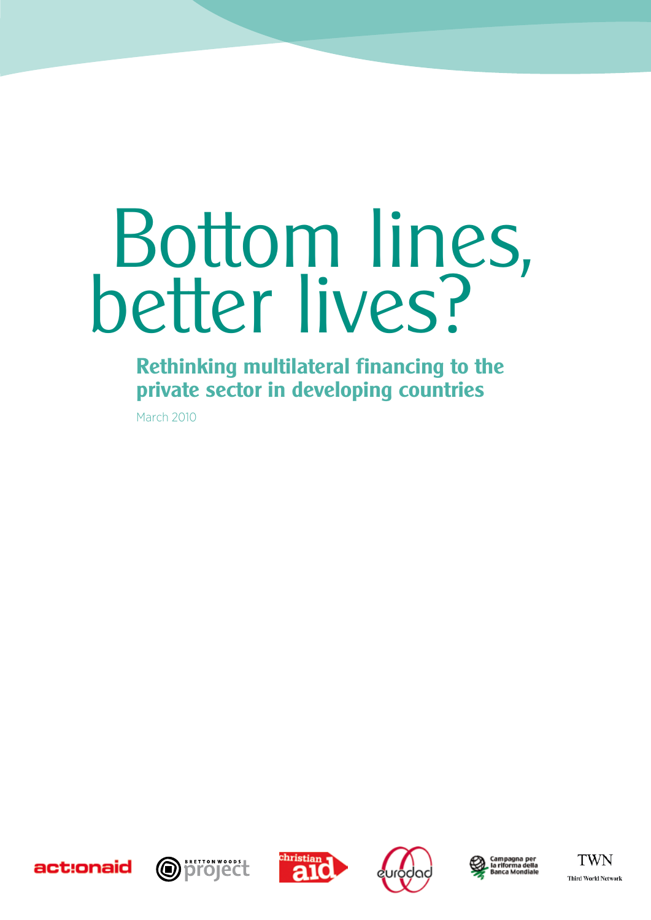# Bottom lines, better lives?

## Rethinking multilateral financing to the private sector in developing countries

March 2010

actionaid

Bretton Woods project

christian aid

eurodad

Campagna per la riforma della Banca Mondiale

TWN Third World Network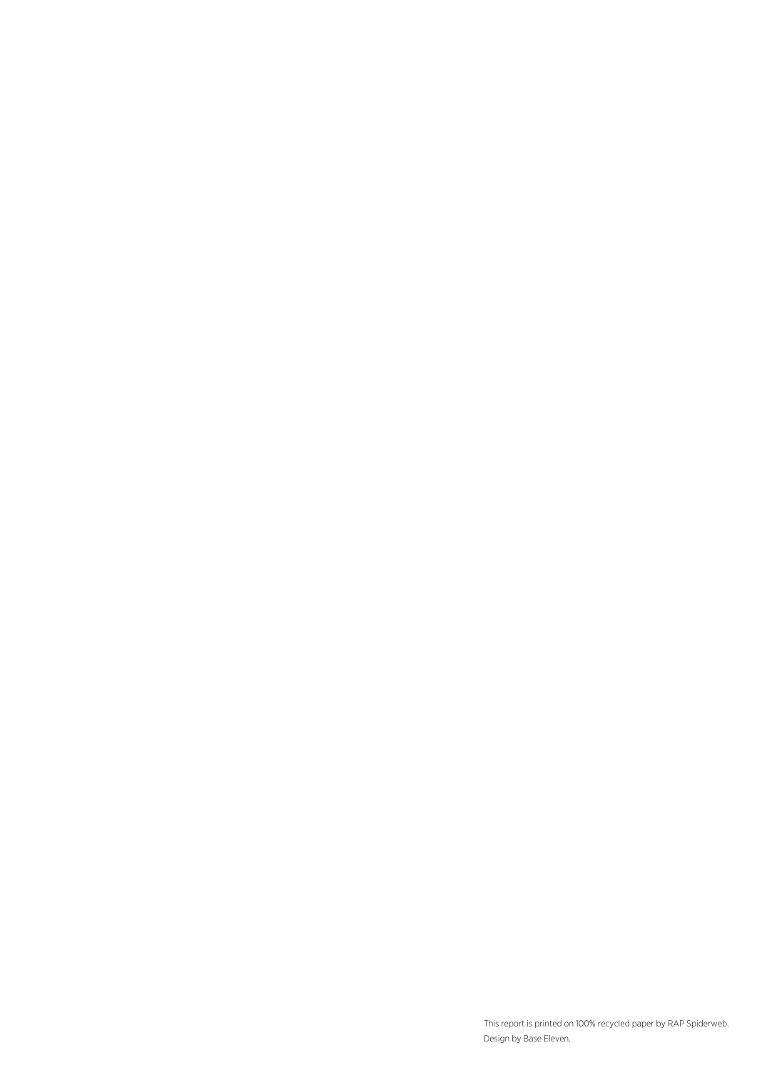This report is printed on 100% recycled paper by RAP Spiderweb.
Design by Base Eleven.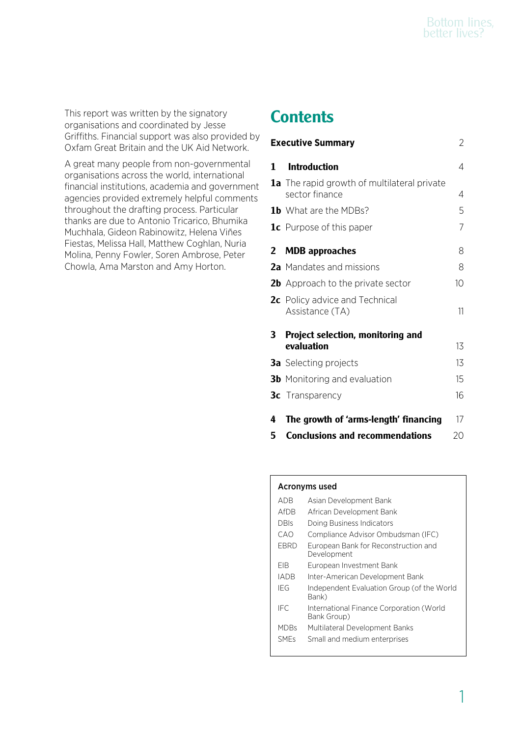This report was written by the signatory organisations and coordinated by Jesse Griffiths. Financial support was also provided by Oxfam Great Britain and the UK Aid Network.

A great many people from non-governmental organisations across the world, international financial institutions, academia and government agencies provided extremely helpful comments throughout the drafting process. Particular thanks are due to Antonio Tricarico, Bhumika Muchhala, Gideon Rabinowitz, Helena Viñes Fiestas, Melissa Hall, Matthew Coghlan, Nuria Molina, Penny Fowler, Soren Ambrose, Peter Chowla, Ama Marston and Amy Horton.

# Contents

| | | |
|---|---|---|
| **Executive Summary** | | 2 |
| **1** | **Introduction** | 4 |
| **1a** | The rapid growth of multilateral private sector finance | 4 |
| **1b** | What are the MDBs? | 5 |
| **1c** | Purpose of this paper | 7 |
| **2** | **MDB approaches** | 8 |
| **2a** | Mandates and missions | 8 |
| **2b** | Approach to the private sector | 10 |
| **2c** | Policy advice and Technical Assistance (TA) | 11 |
| **3** | **Project selection, monitoring and evaluation** | 13 |
| **3a** | Selecting projects | 13 |
| **3b** | Monitoring and evaluation | 15 |
| **3c** | Transparency | 16 |
| **4** | **The growth of 'arms-length' financing** | 17 |
| **5** | **Conclusions and recommendations** | 20 |

**Acronyms used**

| | |
|---|---|
| ADB | Asian Development Bank |
| AfDB | African Development Bank |
| DBIs | Doing Business Indicators |
| CAO | Compliance Advisor Ombudsman (IFC) |
| EBRD | European Bank for Reconstruction and Development |
| EIB | European Investment Bank |
| IADB | Inter-American Development Bank |
| IEG | Independent Evaluation Group (of the World Bank) |
| IFC | International Finance Corporation (World Bank Group) |
| MDBs | Multilateral Development Banks |
| SMEs | Small and medium enterprises |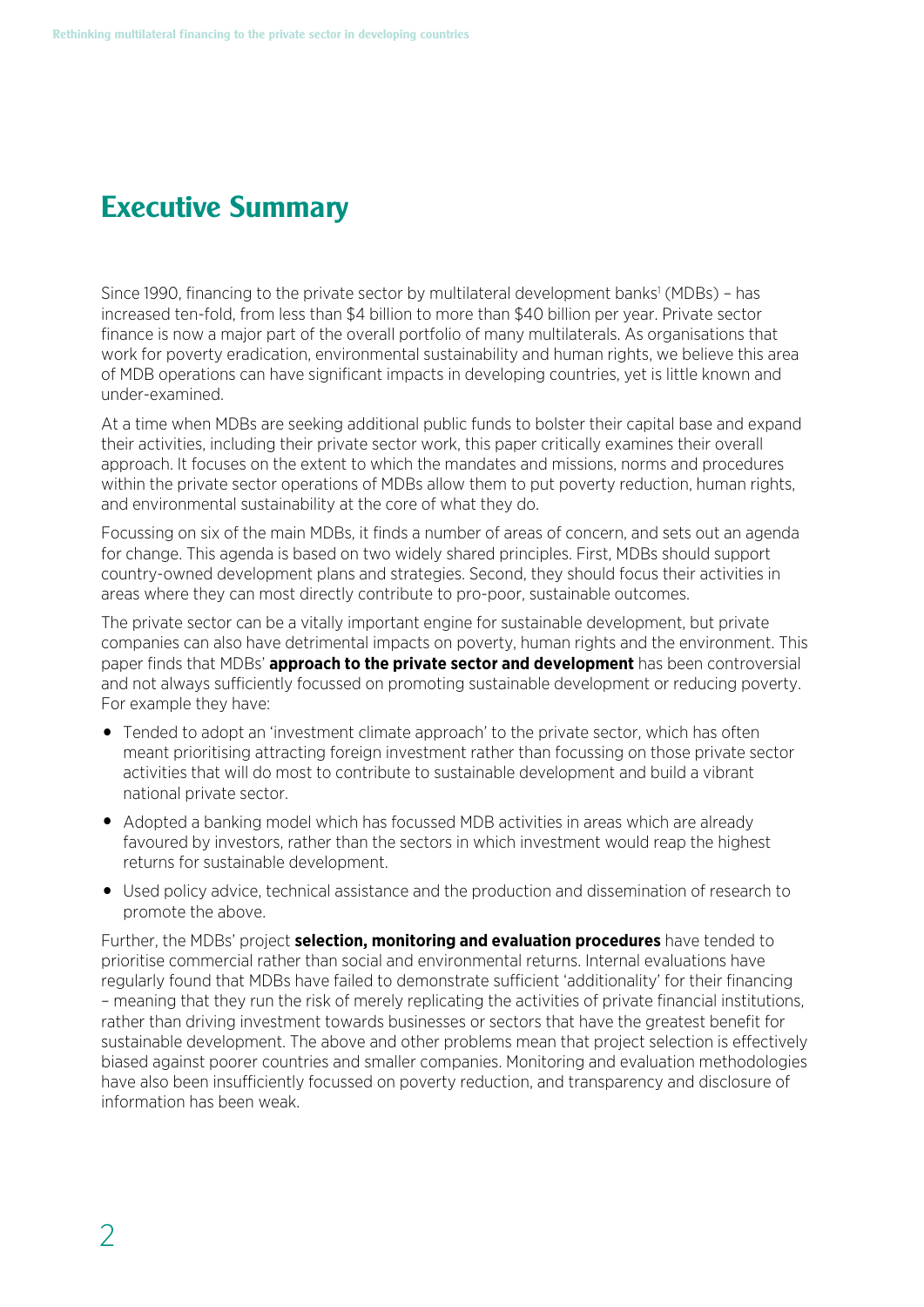# Executive Summary

Since 1990, financing to the private sector by multilateral development banks[1] (MDBs) – has increased ten-fold, from less than $4 billion to more than $40 billion per year. Private sector finance is now a major part of the overall portfolio of many multilaterals. As organisations that work for poverty eradication, environmental sustainability and human rights, we believe this area of MDB operations can have significant impacts in developing countries, yet is little known and under-examined.

At a time when MDBs are seeking additional public funds to bolster their capital base and expand their activities, including their private sector work, this paper critically examines their overall approach. It focuses on the extent to which the mandates and missions, norms and procedures within the private sector operations of MDBs allow them to put poverty reduction, human rights, and environmental sustainability at the core of what they do.

Focussing on six of the main MDBs, it finds a number of areas of concern, and sets out an agenda for change. This agenda is based on two widely shared principles. First, MDBs should support country-owned development plans and strategies. Second, they should focus their activities in areas where they can most directly contribute to pro-poor, sustainable outcomes.

The private sector can be a vitally important engine for sustainable development, but private companies can also have detrimental impacts on poverty, human rights and the environment. This paper finds that MDBs' **approach to the private sector and development** has been controversial and not always sufficiently focussed on promoting sustainable development or reducing poverty. For example they have:

- Tended to adopt an 'investment climate approach' to the private sector, which has often meant prioritising attracting foreign investment rather than focussing on those private sector activities that will do most to contribute to sustainable development and build a vibrant national private sector.
- Adopted a banking model which has focussed MDB activities in areas which are already favoured by investors, rather than the sectors in which investment would reap the highest returns for sustainable development.
- Used policy advice, technical assistance and the production and dissemination of research to promote the above.

Further, the MDBs' project **selection, monitoring and evaluation procedures** have tended to prioritise commercial rather than social and environmental returns. Internal evaluations have regularly found that MDBs have failed to demonstrate sufficient 'additionality' for their financing – meaning that they run the risk of merely replicating the activities of private financial institutions, rather than driving investment towards businesses or sectors that have the greatest benefit for sustainable development. The above and other problems mean that project selection is effectively biased against poorer countries and smaller companies. Monitoring and evaluation methodologies have also been insufficiently focussed on poverty reduction, and transparency and disclosure of information has been weak.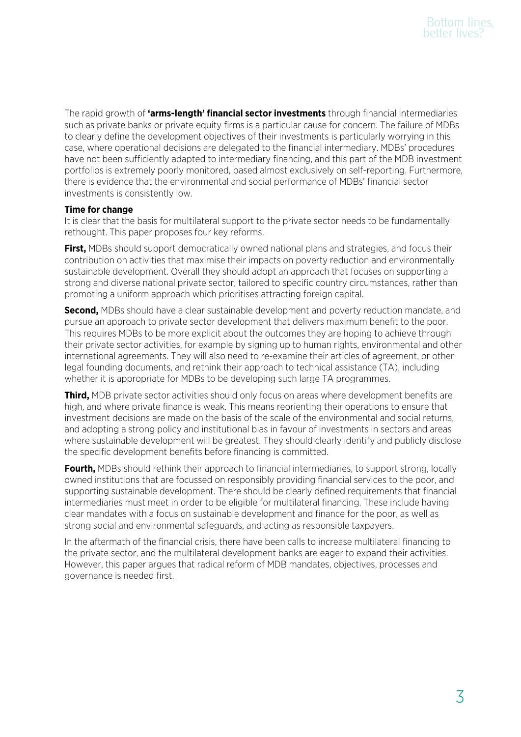The rapid growth of **'arms-length' financial sector investments** through financial intermediaries such as private banks or private equity firms is a particular cause for concern. The failure of MDBs to clearly define the development objectives of their investments is particularly worrying in this case, where operational decisions are delegated to the financial intermediary. MDBs' procedures have not been sufficiently adapted to intermediary financing, and this part of the MDB investment portfolios is extremely poorly monitored, based almost exclusively on self-reporting. Furthermore, there is evidence that the environmental and social performance of MDBs' financial sector investments is consistently low.

**Time for change**

It is clear that the basis for multilateral support to the private sector needs to be fundamentally rethought. This paper proposes four key reforms.

**First,** MDBs should support democratically owned national plans and strategies, and focus their contribution on activities that maximise their impacts on poverty reduction and environmentally sustainable development. Overall they should adopt an approach that focuses on supporting a strong and diverse national private sector, tailored to specific country circumstances, rather than promoting a uniform approach which prioritises attracting foreign capital.

**Second,** MDBs should have a clear sustainable development and poverty reduction mandate, and pursue an approach to private sector development that delivers maximum benefit to the poor. This requires MDBs to be more explicit about the outcomes they are hoping to achieve through their private sector activities, for example by signing up to human rights, environmental and other international agreements. They will also need to re-examine their articles of agreement, or other legal founding documents, and rethink their approach to technical assistance (TA), including whether it is appropriate for MDBs to be developing such large TA programmes.

**Third,** MDB private sector activities should only focus on areas where development benefits are high, and where private finance is weak. This means reorienting their operations to ensure that investment decisions are made on the basis of the scale of the environmental and social returns, and adopting a strong policy and institutional bias in favour of investments in sectors and areas where sustainable development will be greatest. They should clearly identify and publicly disclose the specific development benefits before financing is committed.

**Fourth,** MDBs should rethink their approach to financial intermediaries, to support strong, locally owned institutions that are focussed on responsibly providing financial services to the poor, and supporting sustainable development. There should be clearly defined requirements that financial intermediaries must meet in order to be eligible for multilateral financing. These include having clear mandates with a focus on sustainable development and finance for the poor, as well as strong social and environmental safeguards, and acting as responsible taxpayers.

In the aftermath of the financial crisis, there have been calls to increase multilateral financing to the private sector, and the multilateral development banks are eager to expand their activities. However, this paper argues that radical reform of MDB mandates, objectives, processes and governance is needed first.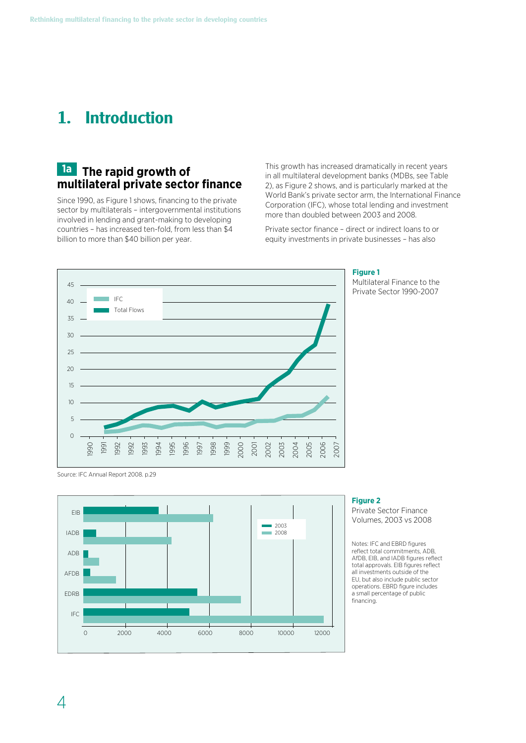# 1. Introduction

## 1a The rapid growth of multilateral private sector finance

Since 1990, as Figure 1 shows, financing to the private sector by multilaterals – intergovernmental institutions involved in lending and grant-making to developing countries – has increased ten-fold, from less than $4 billion to more than $40 billion per year.

This growth has increased dramatically in recent years in all multilateral development banks (MDBs, see Table 2), as Figure 2 shows, and is particularly marked at the World Bank's private sector arm, the International Finance Corporation (IFC), whose total lending and investment more than doubled between 2003 and 2008.

Private sector finance – direct or indirect loans to or equity investments in private businesses – has also

**Figure 1**
Multilateral Finance to the Private Sector 1990-2007

Source: IFC Annual Report 2008. p.29

**Figure 2**
Private Sector Finance Volumes, 2003 vs 2008

Notes: IFC and EBRD figures reflect total commitments, ADB, AfDB, EIB, and IADB figures reflect total approvals. EIB figures reflect all investments outside of the EU, but also include public sector operations. EBRD figure includes a small percentage of public financing.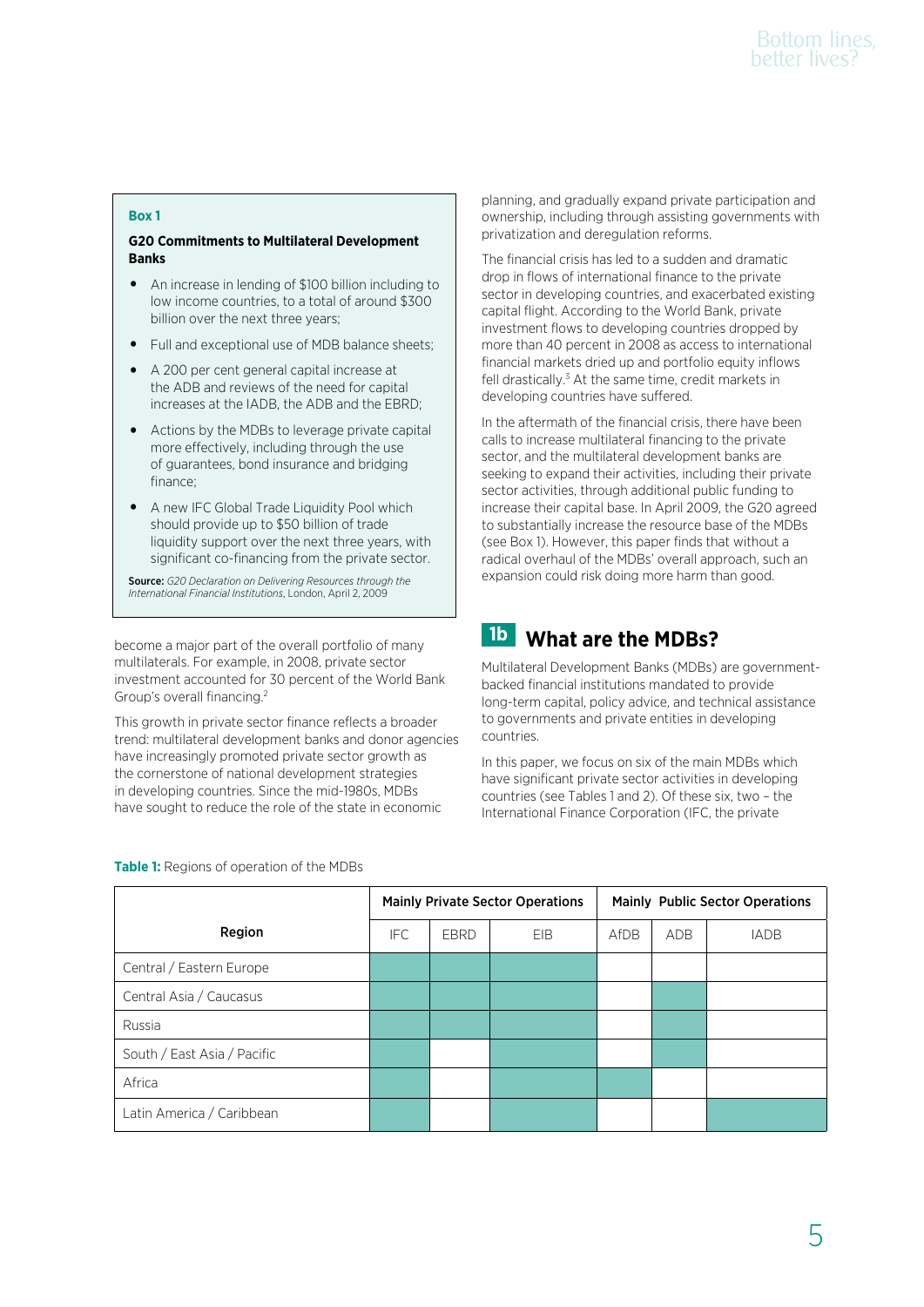become a major part of the overall portfolio of many multilaterals. For example, in 2008, private sector investment accounted for 30 percent of the World Bank Group's overall financing.[2]

This growth in private sector finance reflects a broader trend: multilateral development banks and donor agencies have increasingly promoted private sector growth as the cornerstone of national development strategies in developing countries. Since the mid-1980s, MDBs have sought to reduce the role of the state in economic planning, and gradually expand private participation and ownership, including through assisting governments with privatization and deregulation reforms.

The financial crisis has led to a sudden and dramatic drop in flows of international finance to the private sector in developing countries, and exacerbated existing capital flight. According to the World Bank, private investment flows to developing countries dropped by more than 40 percent in 2008 as access to international financial markets dried up and portfolio equity inflows fell drastically.[3] At the same time, credit markets in developing countries have suffered.

In the aftermath of the financial crisis, there have been calls to increase multilateral financing to the private sector, and the multilateral development banks are seeking to expand their activities, including their private sector activities, through additional public funding to increase their capital base. In April 2009, the G20 agreed to substantially increase the resource base of the MDBs (see Box 1). However, this paper finds that without a radical overhaul of the MDBs' overall approach, such an expansion could risk doing more harm than good.

> **Box 1**
>
> **G20 Commitments to Multilateral Development Banks**
>
> - An increase in lending of $100 billion including to low income countries, to a total of around $300 billion over the next three years;
> - Full and exceptional use of MDB balance sheets;
> - A 200 per cent general capital increase at the ADB and reviews of the need for capital increases at the IADB, the ADB and the EBRD;
> - Actions by the MDBs to leverage private capital more effectively, including through the use of guarantees, bond insurance and bridging finance;
> - A new IFC Global Trade Liquidity Pool which should provide up to $50 billion of trade liquidity support over the next three years, with significant co-financing from the private sector.
>
> **Source:** *G20 Declaration on Delivering Resources through the International Financial Institutions*, London, April 2, 2009

## 1b What are the MDBs?

Multilateral Development Banks (MDBs) are government-backed financial institutions mandated to provide long-term capital, policy advice, and technical assistance to governments and private entities in developing countries.

In this paper, we focus on six of the main MDBs which have significant private sector activities in developing countries (see Tables 1 and 2). Of these six, two – the International Finance Corporation (IFC, the private

**Table 1:** Regions of operation of the MDBs

| | Mainly Private Sector Operations | | | Mainly Public Sector Operations | | |
|---|---|---|---|---|---|---|
| Region | IFC | EBRD | EIB | AfDB | ADB | IADB |
| Central / Eastern Europe | ■ | ■ | ■ | | | |
| Central Asia / Caucasus | ■ | ■ | ■ | | ■ | |
| Russia | ■ | ■ | ■ | | ■ | |
| South / East Asia / Pacific | ■ | | ■ | | ■ | |
| Africa | ■ | | ■ | ■ | | |
| Latin America / Caribbean | ■ | | ■ | | | ■ |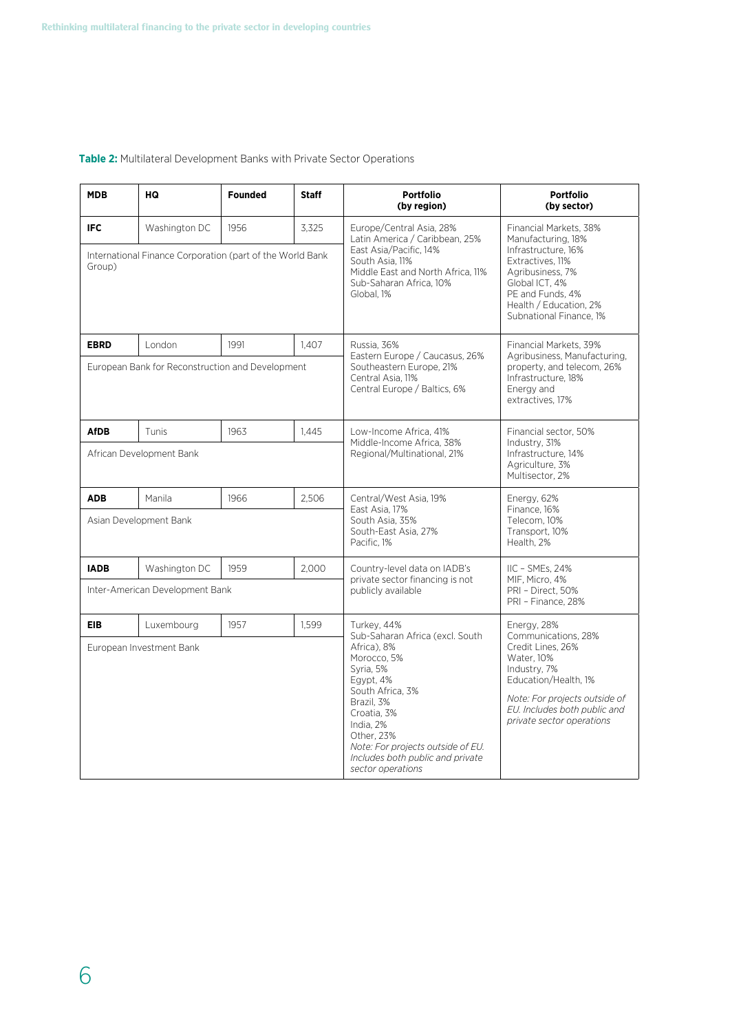**Table 2:** Multilateral Development Banks with Private Sector Operations

| MDB | HQ | Founded | Staff | Portfolio (by region) | Portfolio (by sector) |
|---|---|---|---|---|---|
| **IFC** | Washington DC | 1956 | 3,325 | Europe/Central Asia, 28%<br>Latin America / Caribbean, 25%<br>East Asia/Pacific, 14%<br>South Asia, 11%<br>Middle East and North Africa, 11%<br>Sub-Saharan Africa, 10%<br>Global, 1% | Financial Markets, 38%<br>Manufacturing, 18%<br>Infrastructure, 16%<br>Extractives, 11%<br>Agribusiness, 7%<br>Global ICT, 4%<br>PE and Funds, 4%<br>Health / Education, 2%<br>Subnational Finance, 1% |
| International Finance Corporation (part of the World Bank Group) | | | | | |
| **EBRD** | London | 1991 | 1,407 | Russia, 36%<br>Eastern Europe / Caucasus, 26%<br>Southeastern Europe, 21%<br>Central Asia, 11%<br>Central Europe / Baltics, 6% | Financial Markets, 39%<br>Agribusiness, Manufacturing, property, and telecom, 26%<br>Infrastructure, 18%<br>Energy and extractives, 17% |
| European Bank for Reconstruction and Development | | | | | |
| **AfDB** | Tunis | 1963 | 1,445 | Low-Income Africa, 41%<br>Middle-Income Africa, 38%<br>Regional/Multinational, 21% | Financial sector, 50%<br>Industry, 31%<br>Infrastructure, 14%<br>Agriculture, 3%<br>Multisector, 2% |
| African Development Bank | | | | | |
| **ADB** | Manila | 1966 | 2,506 | Central/West Asia, 19%<br>East Asia, 17%<br>South Asia, 35%<br>South-East Asia, 27%<br>Pacific, 1% | Energy, 62%<br>Finance, 16%<br>Telecom, 10%<br>Transport, 10%<br>Health, 2% |
| Asian Development Bank | | | | | |
| **IADB** | Washington DC | 1959 | 2,000 | Country-level data on IADB's private sector financing is not publicly available | IIC – SMEs, 24%<br>MIF, Micro, 4%<br>PRI – Direct, 50%<br>PRI – Finance, 28% |
| Inter-American Development Bank | | | | | |
| **EIB** | Luxembourg | 1957 | 1,599 | Turkey, 44%<br>Sub-Saharan Africa (excl. South Africa), 8%<br>Morocco, 5%<br>Syria, 5%<br>Egypt, 4%<br>South Africa, 3%<br>Brazil, 3%<br>Croatia, 3%<br>India, 2%<br>Other, 23%<br>*Note: For projects outside of EU. Includes both public and private sector operations* | Energy, 28%<br>Communications, 28%<br>Credit Lines, 26%<br>Water, 10%<br>Industry, 7%<br>Education/Health, 1%<br>*Note: For projects outside of EU. Includes both public and private sector operations* |
| European Investment Bank | | | | | |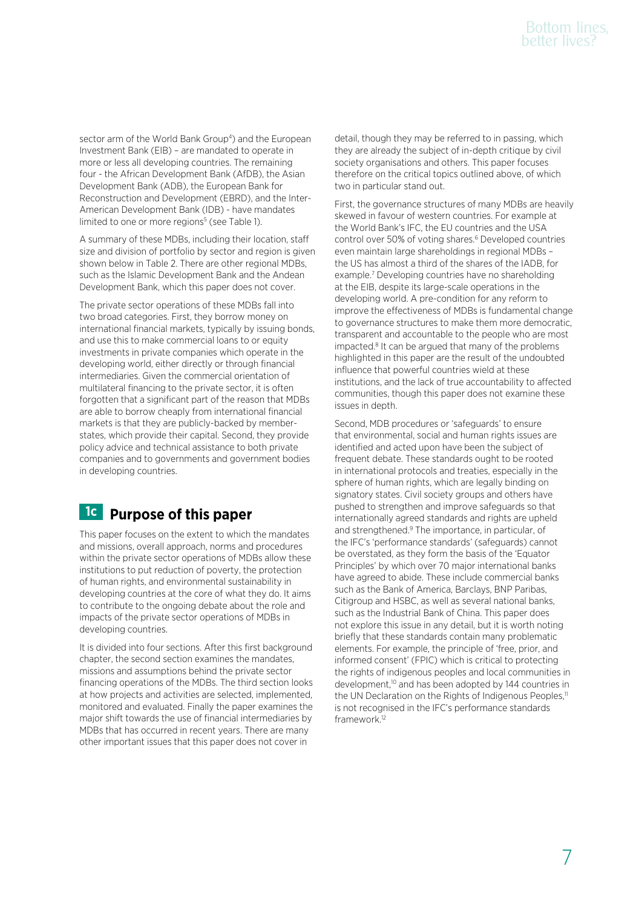sector arm of the World Bank Group[4]) and the European Investment Bank (EIB) – are mandated to operate in more or less all developing countries. The remaining four - the African Development Bank (AfDB), the Asian Development Bank (ADB), the European Bank for Reconstruction and Development (EBRD), and the Inter-American Development Bank (IDB) - have mandates limited to one or more regions[5] (see Table 1).

A summary of these MDBs, including their location, staff size and division of portfolio by sector and region is given shown below in Table 2. There are other regional MDBs, such as the Islamic Development Bank and the Andean Development Bank, which this paper does not cover.

The private sector operations of these MDBs fall into two broad categories. First, they borrow money on international financial markets, typically by issuing bonds, and use this to make commercial loans to or equity investments in private companies which operate in the developing world, either directly or through financial intermediaries. Given the commercial orientation of multilateral financing to the private sector, it is often forgotten that a significant part of the reason that MDBs are able to borrow cheaply from international financial markets is that they are publicly-backed by member-states, which provide their capital. Second, they provide policy advice and technical assistance to both private companies and to governments and government bodies in developing countries.

## 1c Purpose of this paper

This paper focuses on the extent to which the mandates and missions, overall approach, norms and procedures within the private sector operations of MDBs allow these institutions to put reduction of poverty, the protection of human rights, and environmental sustainability in developing countries at the core of what they do. It aims to contribute to the ongoing debate about the role and impacts of the private sector operations of MDBs in developing countries.

It is divided into four sections. After this first background chapter, the second section examines the mandates, missions and assumptions behind the private sector financing operations of the MDBs. The third section looks at how projects and activities are selected, implemented, monitored and evaluated. Finally the paper examines the major shift towards the use of financial intermediaries by MDBs that has occurred in recent years. There are many other important issues that this paper does not cover in detail, though they may be referred to in passing, which they are already the subject of in-depth critique by civil society organisations and others. This paper focuses therefore on the critical topics outlined above, of which two in particular stand out.

First, the governance structures of many MDBs are heavily skewed in favour of western countries. For example at the World Bank's IFC, the EU countries and the USA control over 50% of voting shares.[6] Developed countries even maintain large shareholdings in regional MDBs – the US has almost a third of the shares of the IADB, for example.[7] Developing countries have no shareholding at the EIB, despite its large-scale operations in the developing world. A pre-condition for any reform to improve the effectiveness of MDBs is fundamental change to governance structures to make them more democratic, transparent and accountable to the people who are most impacted.[8] It can be argued that many of the problems highlighted in this paper are the result of the undoubted influence that powerful countries wield at these institutions, and the lack of true accountability to affected communities, though this paper does not examine these issues in depth.

Second, MDB procedures or 'safeguards' to ensure that environmental, social and human rights issues are identified and acted upon have been the subject of frequent debate. These standards ought to be rooted in international protocols and treaties, especially in the sphere of human rights, which are legally binding on signatory states. Civil society groups and others have pushed to strengthen and improve safeguards so that internationally agreed standards and rights are upheld and strengthened.[9] The importance, in particular, of the IFC's 'performance standards' (safeguards) cannot be overstated, as they form the basis of the 'Equator Principles' by which over 70 major international banks have agreed to abide. These include commercial banks such as the Bank of America, Barclays, BNP Paribas, Citigroup and HSBC, as well as several national banks, such as the Industrial Bank of China. This paper does not explore this issue in any detail, but it is worth noting briefly that these standards contain many problematic elements. For example, the principle of 'free, prior, and informed consent' (FPIC) which is critical to protecting the rights of indigenous peoples and local communities in development,[10] and has been adopted by 144 countries in the UN Declaration on the Rights of Indigenous Peoples,[11] is not recognised in the IFC's performance standards framework.[12]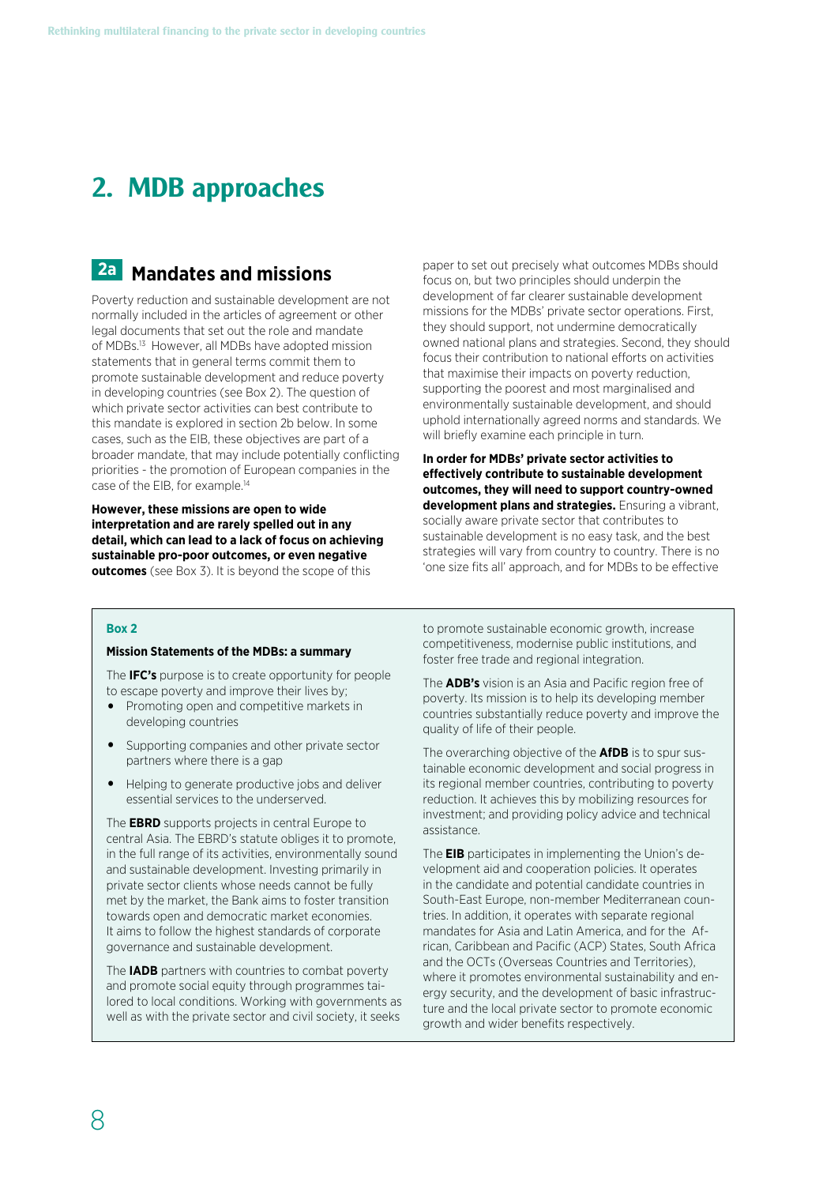# 2. MDB approaches

## 2a Mandates and missions

Poverty reduction and sustainable development are not normally included in the articles of agreement or other legal documents that set out the role and mandate of MDBs.[13] However, all MDBs have adopted mission statements that in general terms commit them to promote sustainable development and reduce poverty in developing countries (see Box 2). The question of which private sector activities can best contribute to this mandate is explored in section 2b below. In some cases, such as the EIB, these objectives are part of a broader mandate, that may include potentially conflicting priorities - the promotion of European companies in the case of the EIB, for example.[14]

**However, these missions are open to wide interpretation and are rarely spelled out in any detail, which can lead to a lack of focus on achieving sustainable pro-poor outcomes, or even negative outcomes** (see Box 3). It is beyond the scope of this paper to set out precisely what outcomes MDBs should focus on, but two principles should underpin the development of far clearer sustainable development missions for the MDBs' private sector operations. First, they should support, not undermine democratically owned national plans and strategies. Second, they should focus their contribution to national efforts on activities that maximise their impacts on poverty reduction, supporting the poorest and most marginalised and environmentally sustainable development, and should uphold internationally agreed norms and standards. We will briefly examine each principle in turn.

**In order for MDBs' private sector activities to effectively contribute to sustainable development outcomes, they will need to support country-owned development plans and strategies.** Ensuring a vibrant, socially aware private sector that contributes to sustainable development is no easy task, and the best strategies will vary from country to country. There is no 'one size fits all' approach, and for MDBs to be effective

> **Box 2**
>
> **Mission Statements of the MDBs: a summary**
>
> The **IFC's** purpose is to create opportunity for people to escape poverty and improve their lives by;
>
> - Promoting open and competitive markets in developing countries
> - Supporting companies and other private sector partners where there is a gap
> - Helping to generate productive jobs and deliver essential services to the underserved.
>
> The **EBRD** supports projects in central Europe to central Asia. The EBRD's statute obliges it to promote, in the full range of its activities, environmentally sound and sustainable development. Investing primarily in private sector clients whose needs cannot be fully met by the market, the Bank aims to foster transition towards open and democratic market economies. It aims to follow the highest standards of corporate governance and sustainable development.
>
> The **IADB** partners with countries to combat poverty and promote social equity through programmes tailored to local conditions. Working with governments as well as with the private sector and civil society, it seeks to promote sustainable economic growth, increase competitiveness, modernise public institutions, and foster free trade and regional integration.
>
> The **ADB's** vision is an Asia and Pacific region free of poverty. Its mission is to help its developing member countries substantially reduce poverty and improve the quality of life of their people.
>
> The overarching objective of the **AfDB** is to spur sustainable economic development and social progress in its regional member countries, contributing to poverty reduction. It achieves this by mobilizing resources for investment; and providing policy advice and technical assistance.
>
> The **EIB** participates in implementing the Union's development aid and cooperation policies. It operates in the candidate and potential candidate countries in South-East Europe, non-member Mediterranean countries. In addition, it operates with separate regional mandates for Asia and Latin America, and for the African, Caribbean and Pacific (ACP) States, South Africa and the OCTs (Overseas Countries and Territories), where it promotes environmental sustainability and energy security, and the development of basic infrastructure and the local private sector to promote economic growth and wider benefits respectively.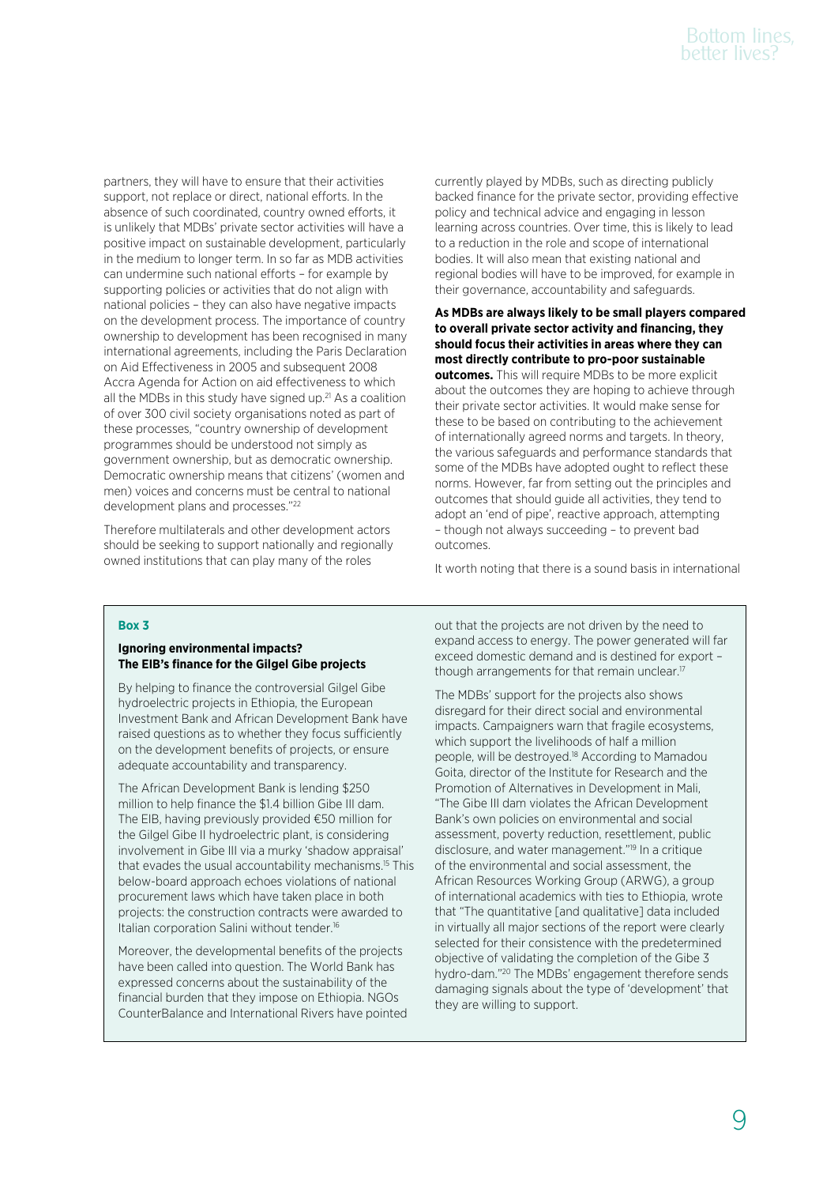partners, they will have to ensure that their activities support, not replace or direct, national efforts. In the absence of such coordinated, country owned efforts, it is unlikely that MDBs' private sector activities will have a positive impact on sustainable development, particularly in the medium to longer term. In so far as MDB activities can undermine such national efforts – for example by supporting policies or activities that do not align with national policies – they can also have negative impacts on the development process. The importance of country ownership to development has been recognised in many international agreements, including the Paris Declaration on Aid Effectiveness in 2005 and subsequent 2008 Accra Agenda for Action on aid effectiveness to which all the MDBs in this study have signed up.[21] As a coalition of over 300 civil society organisations noted as part of these processes, "country ownership of development programmes should be understood not simply as government ownership, but as democratic ownership. Democratic ownership means that citizens' (women and men) voices and concerns must be central to national development plans and processes."[22]

Therefore multilaterals and other development actors should be seeking to support nationally and regionally owned institutions that can play many of the roles currently played by MDBs, such as directing publicly backed finance for the private sector, providing effective policy and technical advice and engaging in lesson learning across countries. Over time, this is likely to lead to a reduction in the role and scope of international bodies. It will also mean that existing national and regional bodies will have to be improved, for example in their governance, accountability and safeguards.

**As MDBs are always likely to be small players compared to overall private sector activity and financing, they should focus their activities in areas where they can most directly contribute to pro-poor sustainable outcomes.** This will require MDBs to be more explicit about the outcomes they are hoping to achieve through their private sector activities. It would make sense for these to be based on contributing to the achievement of internationally agreed norms and targets. In theory, the various safeguards and performance standards that some of the MDBs have adopted ought to reflect these norms. However, far from setting out the principles and outcomes that should guide all activities, they tend to adopt an 'end of pipe', reactive approach, attempting – though not always succeeding – to prevent bad outcomes.

It worth noting that there is a sound basis in international

**Box 3**

**Ignoring environmental impacts? The EIB's finance for the Gilgel Gibe projects**

By helping to finance the controversial Gilgel Gibe hydroelectric projects in Ethiopia, the European Investment Bank and African Development Bank have raised questions as to whether they focus sufficiently on the development benefits of projects, or ensure adequate accountability and transparency.

The African Development Bank is lending $250 million to help finance the $1.4 billion Gibe III dam. The EIB, having previously provided €50 million for the Gilgel Gibe II hydroelectric plant, is considering involvement in Gibe III via a murky 'shadow appraisal' that evades the usual accountability mechanisms.[15] This below-board approach echoes violations of national procurement laws which have taken place in both projects: the construction contracts were awarded to Italian corporation Salini without tender.[16]

Moreover, the developmental benefits of the projects have been called into question. The World Bank has expressed concerns about the sustainability of the financial burden that they impose on Ethiopia. NGOs CounterBalance and International Rivers have pointed out that the projects are not driven by the need to expand access to energy. The power generated will far exceed domestic demand and is destined for export – though arrangements for that remain unclear.[17]

The MDBs' support for the projects also shows disregard for their direct social and environmental impacts. Campaigners warn that fragile ecosystems, which support the livelihoods of half a million people, will be destroyed.[18] According to Mamadou Goita, director of the Institute for Research and the Promotion of Alternatives in Development in Mali, "The Gibe III dam violates the African Development Bank's own policies on environmental and social assessment, poverty reduction, resettlement, public disclosure, and water management."[19] In a critique of the environmental and social assessment, the African Resources Working Group (ARWG), a group of international academics with ties to Ethiopia, wrote that "The quantitative [and qualitative] data included in virtually all major sections of the report were clearly selected for their consistence with the predetermined objective of validating the completion of the Gibe 3 hydro-dam."[20] The MDBs' engagement therefore sends damaging signals about the type of 'development' that they are willing to support.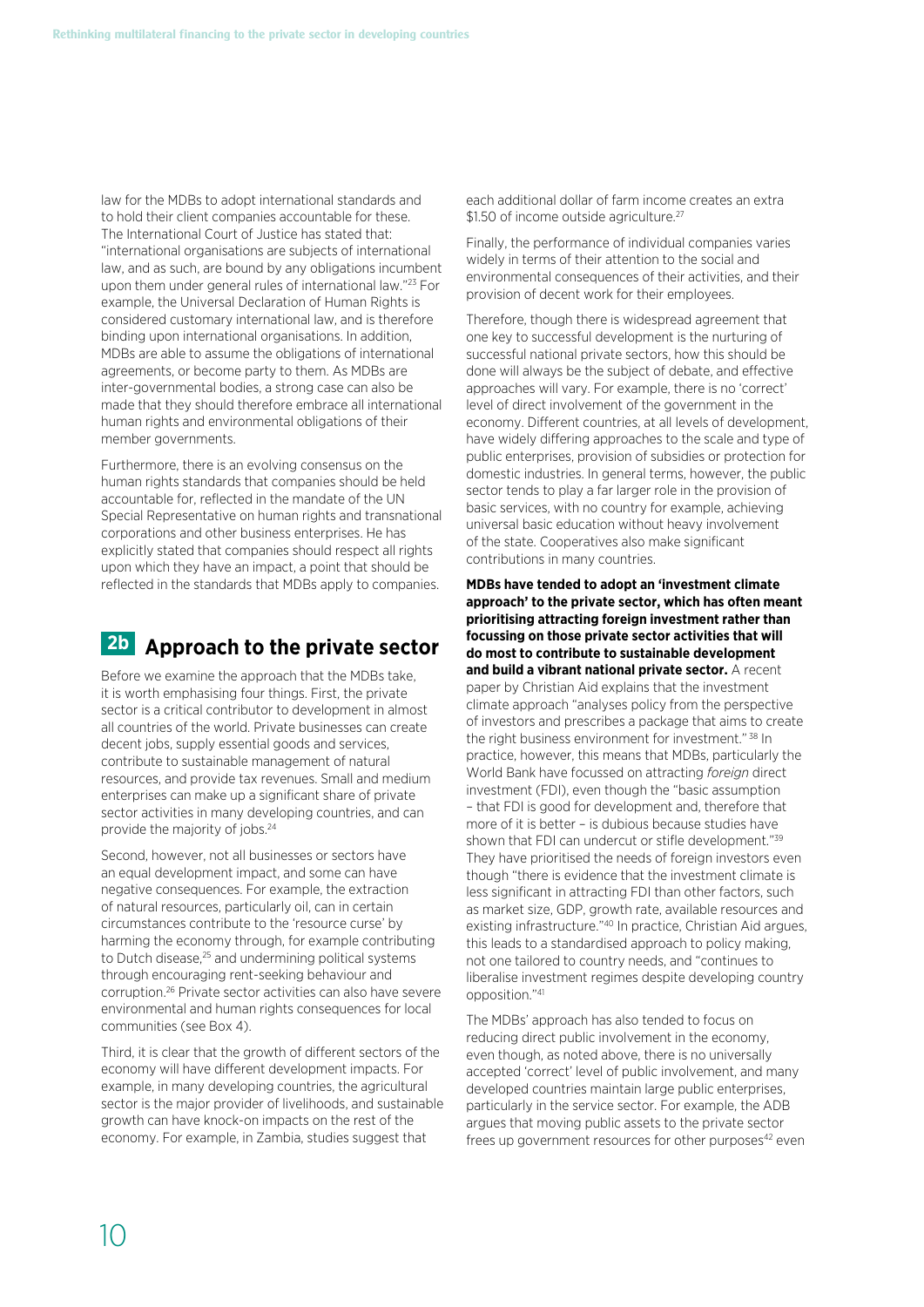law for the MDBs to adopt international standards and to hold their client companies accountable for these. The International Court of Justice has stated that: "international organisations are subjects of international law, and as such, are bound by any obligations incumbent upon them under general rules of international law."[23] For example, the Universal Declaration of Human Rights is considered customary international law, and is therefore binding upon international organisations. In addition, MDBs are able to assume the obligations of international agreements, or become party to them. As MDBs are inter-governmental bodies, a strong case can also be made that they should therefore embrace all international human rights and environmental obligations of their member governments.

Furthermore, there is an evolving consensus on the human rights standards that companies should be held accountable for, reflected in the mandate of the UN Special Representative on human rights and transnational corporations and other business enterprises. He has explicitly stated that companies should respect all rights upon which they have an impact, a point that should be reflected in the standards that MDBs apply to companies.

## 2b Approach to the private sector

Before we examine the approach that the MDBs take, it is worth emphasising four things. First, the private sector is a critical contributor to development in almost all countries of the world. Private businesses can create decent jobs, supply essential goods and services, contribute to sustainable management of natural resources, and provide tax revenues. Small and medium enterprises can make up a significant share of private sector activities in many developing countries, and can provide the majority of jobs.[24]

Second, however, not all businesses or sectors have an equal development impact, and some can have negative consequences. For example, the extraction of natural resources, particularly oil, can in certain circumstances contribute to the 'resource curse' by harming the economy through, for example contributing to Dutch disease,[25] and undermining political systems through encouraging rent-seeking behaviour and corruption.[26] Private sector activities can also have severe environmental and human rights consequences for local communities (see Box 4).

Third, it is clear that the growth of different sectors of the economy will have different development impacts. For example, in many developing countries, the agricultural sector is the major provider of livelihoods, and sustainable growth can have knock-on impacts on the rest of the economy. For example, in Zambia, studies suggest that each additional dollar of farm income creates an extra $1.50 of income outside agriculture.[27]

Finally, the performance of individual companies varies widely in terms of their attention to the social and environmental consequences of their activities, and their provision of decent work for their employees.

Therefore, though there is widespread agreement that one key to successful development is the nurturing of successful national private sectors, how this should be done will always be the subject of debate, and effective approaches will vary. For example, there is no 'correct' level of direct involvement of the government in the economy. Different countries, at all levels of development, have widely differing approaches to the scale and type of public enterprises, provision of subsidies or protection for domestic industries. In general terms, however, the public sector tends to play a far larger role in the provision of basic services, with no country for example, achieving universal basic education without heavy involvement of the state. Cooperatives also make significant contributions in many countries.

**MDBs have tended to adopt an 'investment climate approach' to the private sector, which has often meant prioritising attracting foreign investment rather than focussing on those private sector activities that will do most to contribute to sustainable development and build a vibrant national private sector.** A recent paper by Christian Aid explains that the investment climate approach "analyses policy from the perspective of investors and prescribes a package that aims to create the right business environment for investment."[38] In practice, however, this means that MDBs, particularly the World Bank have focussed on attracting *foreign* direct investment (FDI), even though the "basic assumption – that FDI is good for development and, therefore that more of it is better – is dubious because studies have shown that FDI can undercut or stifle development."[39] They have prioritised the needs of foreign investors even though "there is evidence that the investment climate is less significant in attracting FDI than other factors, such as market size, GDP, growth rate, available resources and existing infrastructure."[40] In practice, Christian Aid argues, this leads to a standardised approach to policy making, not one tailored to country needs, and "continues to liberalise investment regimes despite developing country opposition."[41]

The MDBs' approach has also tended to focus on reducing direct public involvement in the economy, even though, as noted above, there is no universally accepted 'correct' level of public involvement, and many developed countries maintain large public enterprises, particularly in the service sector. For example, the ADB argues that moving public assets to the private sector frees up government resources for other purposes[42] even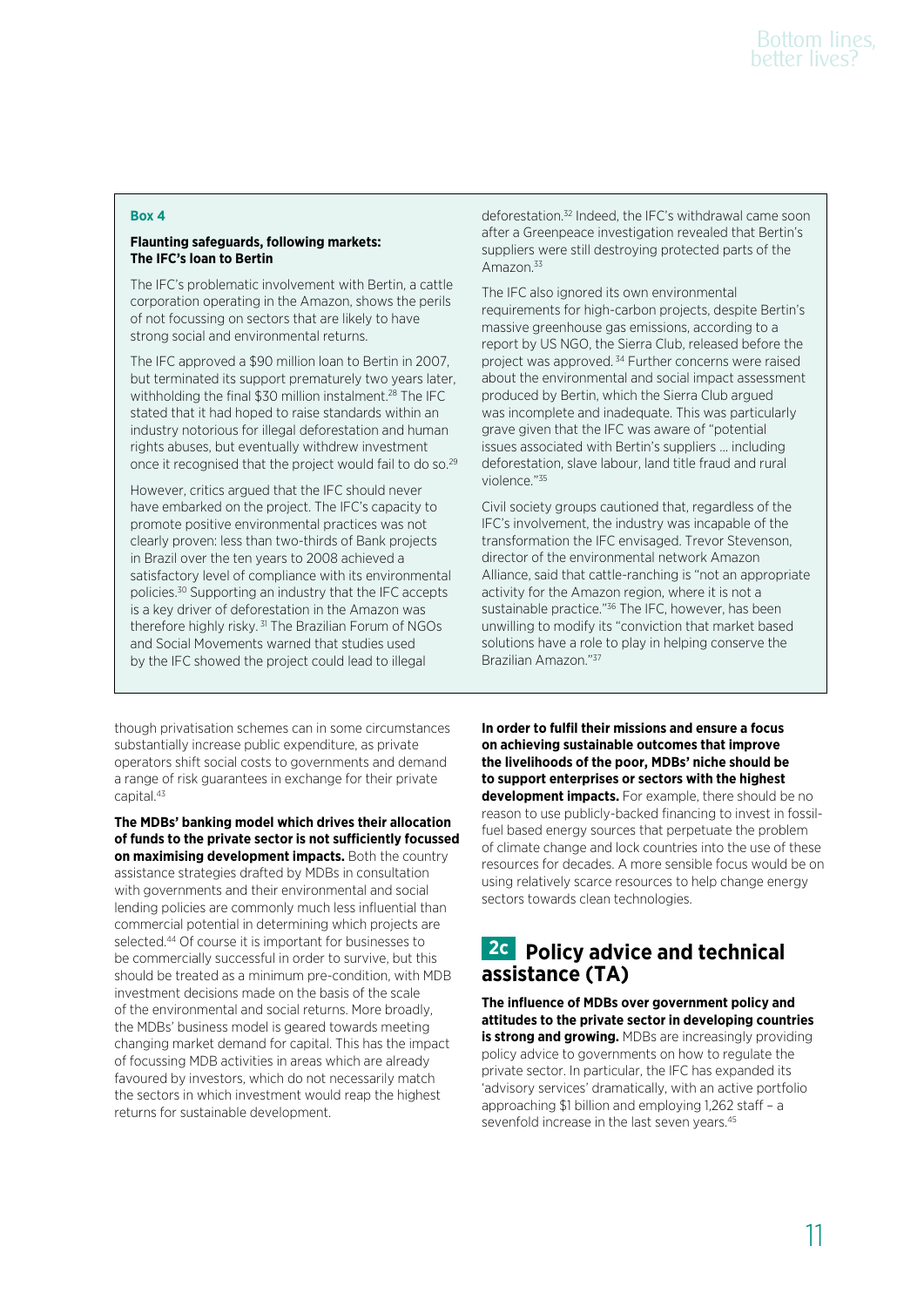**Box 4**

**Flaunting safeguards, following markets: The IFC's loan to Bertin**

The IFC's problematic involvement with Bertin, a cattle corporation operating in the Amazon, shows the perils of not focussing on sectors that are likely to have strong social and environmental returns.

The IFC approved a $90 million loan to Bertin in 2007, but terminated its support prematurely two years later, withholding the final $30 million instalment.[28] The IFC stated that it had hoped to raise standards within an industry notorious for illegal deforestation and human rights abuses, but eventually withdrew investment once it recognised that the project would fail to do so.[29]

However, critics argued that the IFC should never have embarked on the project. The IFC's capacity to promote positive environmental practices was not clearly proven: less than two-thirds of Bank projects in Brazil over the ten years to 2008 achieved a satisfactory level of compliance with its environmental policies.[30] Supporting an industry that the IFC accepts is a key driver of deforestation in the Amazon was therefore highly risky.[31] The Brazilian Forum of NGOs and Social Movements warned that studies used by the IFC showed the project could lead to illegal deforestation.[32] Indeed, the IFC's withdrawal came soon after a Greenpeace investigation revealed that Bertin's suppliers were still destroying protected parts of the Amazon.[33]

The IFC also ignored its own environmental requirements for high-carbon projects, despite Bertin's massive greenhouse gas emissions, according to a report by US NGO, the Sierra Club, released before the project was approved.[34] Further concerns were raised about the environmental and social impact assessment produced by Bertin, which the Sierra Club argued was incomplete and inadequate. This was particularly grave given that the IFC was aware of "potential issues associated with Bertin's suppliers … including deforestation, slave labour, land title fraud and rural violence."[35]

Civil society groups cautioned that, regardless of the IFC's involvement, the industry was incapable of the transformation the IFC envisaged. Trevor Stevenson, director of the environmental network Amazon Alliance, said that cattle-ranching is "not an appropriate activity for the Amazon region, where it is not a sustainable practice."[36] The IFC, however, has been unwilling to modify its "conviction that market based solutions have a role to play in helping conserve the Brazilian Amazon."[37]

---

though privatisation schemes can in some circumstances substantially increase public expenditure, as private operators shift social costs to governments and demand a range of risk guarantees in exchange for their private capital.[43]

**The MDBs' banking model which drives their allocation of funds to the private sector is not sufficiently focussed on maximising development impacts.** Both the country assistance strategies drafted by MDBs in consultation with governments and their environmental and social lending policies are commonly much less influential than commercial potential in determining which projects are selected.[44] Of course it is important for businesses to be commercially successful in order to survive, but this should be treated as a minimum pre-condition, with MDB investment decisions made on the basis of the scale of the environmental and social returns. More broadly, the MDBs' business model is geared towards meeting changing market demand for capital. This has the impact of focussing MDB activities in areas which are already favoured by investors, which do not necessarily match the sectors in which investment would reap the highest returns for sustainable development.

**In order to fulfil their missions and ensure a focus on achieving sustainable outcomes that improve the livelihoods of the poor, MDBs' niche should be to support enterprises or sectors with the highest development impacts.** For example, there should be no reason to use publicly-backed financing to invest in fossil-fuel based energy sources that perpetuate the problem of climate change and lock countries into the use of these resources for decades. A more sensible focus would be on using relatively scarce resources to help change energy sectors towards clean technologies.

## 2c Policy advice and technical assistance (TA)

**The influence of MDBs over government policy and attitudes to the private sector in developing countries is strong and growing.** MDBs are increasingly providing policy advice to governments on how to regulate the private sector. In particular, the IFC has expanded its 'advisory services' dramatically, with an active portfolio approaching $1 billion and employing 1,262 staff – a sevenfold increase in the last seven years.[45]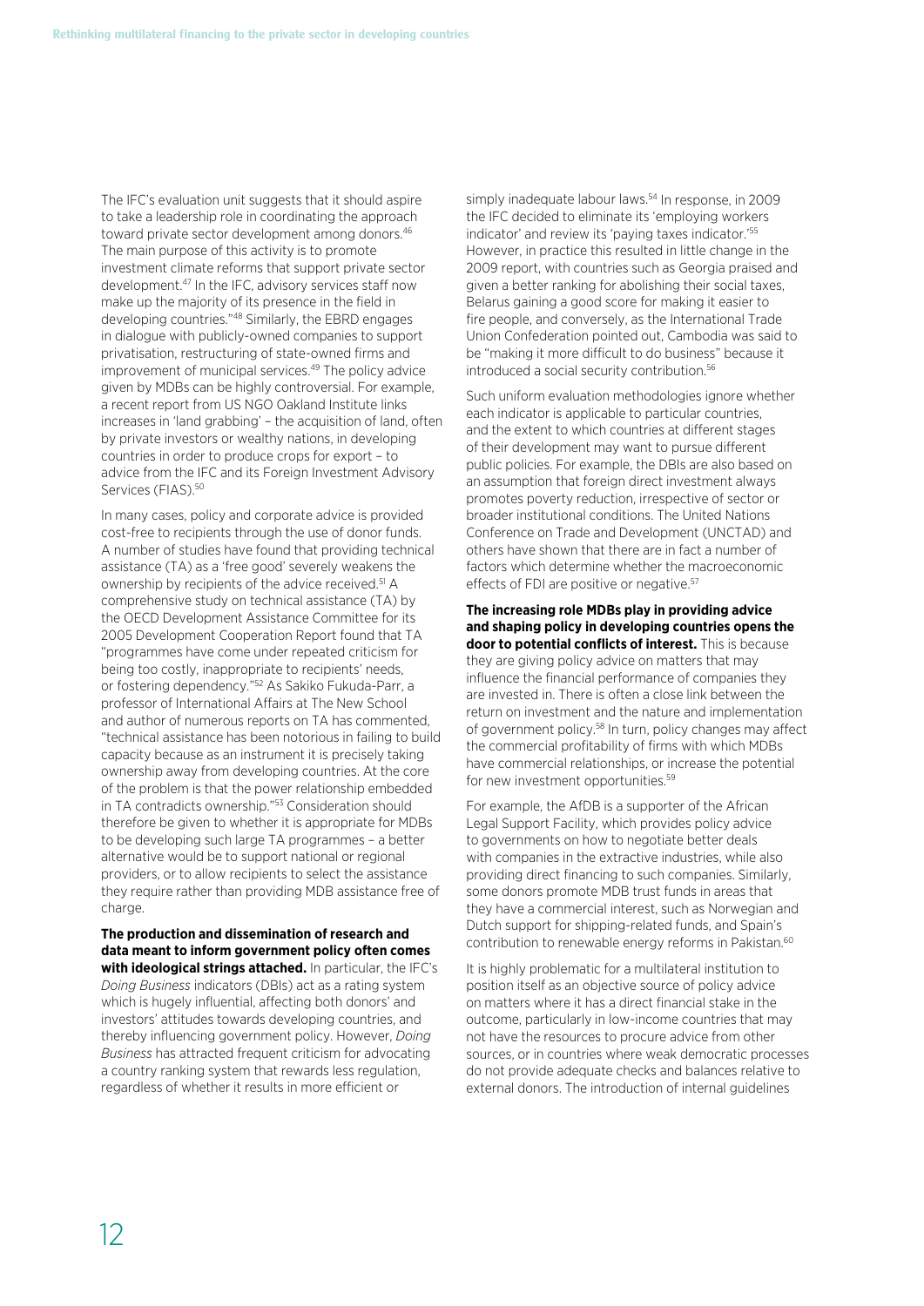The IFC's evaluation unit suggests that it should aspire to take a leadership role in coordinating the approach toward private sector development among donors.[46] The main purpose of this activity is to promote investment climate reforms that support private sector development.[47] In the IFC, advisory services staff now make up the majority of its presence in the field in developing countries."[48] Similarly, the EBRD engages in dialogue with publicly-owned companies to support privatisation, restructuring of state-owned firms and improvement of municipal services.[49] The policy advice given by MDBs can be highly controversial. For example, a recent report from US NGO Oakland Institute links increases in 'land grabbing' – the acquisition of land, often by private investors or wealthy nations, in developing countries in order to produce crops for export – to advice from the IFC and its Foreign Investment Advisory Services (FIAS).[50]

In many cases, policy and corporate advice is provided cost-free to recipients through the use of donor funds. A number of studies have found that providing technical assistance (TA) as a 'free good' severely weakens the ownership by recipients of the advice received.[51] A comprehensive study on technical assistance (TA) by the OECD Development Assistance Committee for its 2005 Development Cooperation Report found that TA "programmes have come under repeated criticism for being too costly, inappropriate to recipients' needs, or fostering dependency."[52] As Sakiko Fukuda-Parr, a professor of International Affairs at The New School and author of numerous reports on TA has commented, "technical assistance has been notorious in failing to build capacity because as an instrument it is precisely taking ownership away from developing countries. At the core of the problem is that the power relationship embedded in TA contradicts ownership."[53] Consideration should therefore be given to whether it is appropriate for MDBs to be developing such large TA programmes – a better alternative would be to support national or regional providers, or to allow recipients to select the assistance they require rather than providing MDB assistance free of charge.

**The production and dissemination of research and data meant to inform government policy often comes with ideological strings attached.** In particular, the IFC's *Doing Business* indicators (DBIs) act as a rating system which is hugely influential, affecting both donors' and investors' attitudes towards developing countries, and thereby influencing government policy. However, *Doing Business* has attracted frequent criticism for advocating a country ranking system that rewards less regulation, regardless of whether it results in more efficient or simply inadequate labour laws.[54] In response, in 2009 the IFC decided to eliminate its 'employing workers indicator' and review its 'paying taxes indicator.'[55] However, in practice this resulted in little change in the 2009 report, with countries such as Georgia praised and given a better ranking for abolishing their social taxes, Belarus gaining a good score for making it easier to fire people, and conversely, as the International Trade Union Confederation pointed out, Cambodia was said to be "making it more difficult to do business" because it introduced a social security contribution.[56]

Such uniform evaluation methodologies ignore whether each indicator is applicable to particular countries, and the extent to which countries at different stages of their development may want to pursue different public policies. For example, the DBIs are also based on an assumption that foreign direct investment always promotes poverty reduction, irrespective of sector or broader institutional conditions. The United Nations Conference on Trade and Development (UNCTAD) and others have shown that there are in fact a number of factors which determine whether the macroeconomic effects of FDI are positive or negative.[57]

**The increasing role MDBs play in providing advice and shaping policy in developing countries opens the door to potential conflicts of interest.** This is because they are giving policy advice on matters that may influence the financial performance of companies they are invested in. There is often a close link between the return on investment and the nature and implementation of government policy.[58] In turn, policy changes may affect the commercial profitability of firms with which MDBs have commercial relationships, or increase the potential for new investment opportunities.[59]

For example, the AfDB is a supporter of the African Legal Support Facility, which provides policy advice to governments on how to negotiate better deals with companies in the extractive industries, while also providing direct financing to such companies. Similarly, some donors promote MDB trust funds in areas that they have a commercial interest, such as Norwegian and Dutch support for shipping-related funds, and Spain's contribution to renewable energy reforms in Pakistan.[60]

It is highly problematic for a multilateral institution to position itself as an objective source of policy advice on matters where it has a direct financial stake in the outcome, particularly in low-income countries that may not have the resources to procure advice from other sources, or in countries where weak democratic processes do not provide adequate checks and balances relative to external donors. The introduction of internal guidelines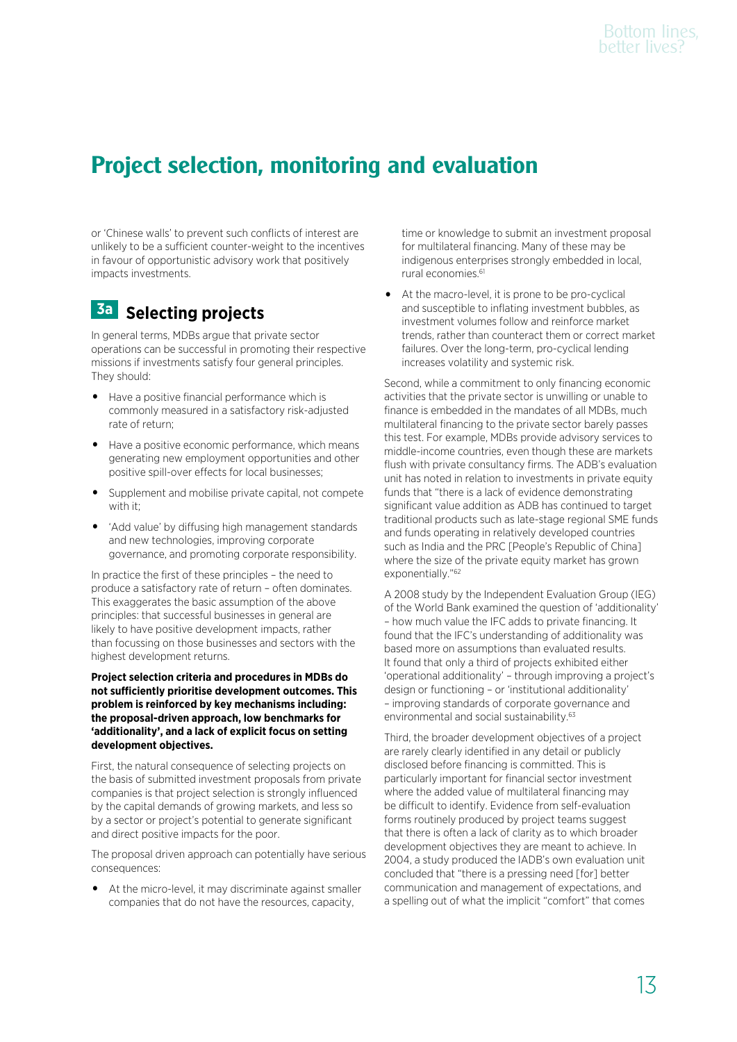# Project selection, monitoring and evaluation

or 'Chinese walls' to prevent such conflicts of interest are unlikely to be a sufficient counter-weight to the incentives in favour of opportunistic advisory work that positively impacts investments.

## 3a Selecting projects

In general terms, MDBs argue that private sector operations can be successful in promoting their respective missions if investments satisfy four general principles. They should:

- Have a positive financial performance which is commonly measured in a satisfactory risk-adjusted rate of return;
- Have a positive economic performance, which means generating new employment opportunities and other positive spill-over effects for local businesses;
- Supplement and mobilise private capital, not compete with it;
- 'Add value' by diffusing high management standards and new technologies, improving corporate governance, and promoting corporate responsibility.

In practice the first of these principles – the need to produce a satisfactory rate of return – often dominates. This exaggerates the basic assumption of the above principles: that successful businesses in general are likely to have positive development impacts, rather than focussing on those businesses and sectors with the highest development returns.

**Project selection criteria and procedures in MDBs do not sufficiently prioritise development outcomes. This problem is reinforced by key mechanisms including: the proposal-driven approach, low benchmarks for 'additionality', and a lack of explicit focus on setting development objectives.**

First, the natural consequence of selecting projects on the basis of submitted investment proposals from private companies is that project selection is strongly influenced by the capital demands of growing markets, and less so by a sector or project's potential to generate significant and direct positive impacts for the poor.

The proposal driven approach can potentially have serious consequences:

- At the micro-level, it may discriminate against smaller companies that do not have the resources, capacity, time or knowledge to submit an investment proposal for multilateral financing. Many of these may be indigenous enterprises strongly embedded in local, rural economies.[61]
- At the macro-level, it is prone to be pro-cyclical and susceptible to inflating investment bubbles, as investment volumes follow and reinforce market trends, rather than counteract them or correct market failures. Over the long-term, pro-cyclical lending increases volatility and systemic risk.

Second, while a commitment to only financing economic activities that the private sector is unwilling or unable to finance is embedded in the mandates of all MDBs, much multilateral financing to the private sector barely passes this test. For example, MDBs provide advisory services to middle-income countries, even though these are markets flush with private consultancy firms. The ADB's evaluation unit has noted in relation to investments in private equity funds that "there is a lack of evidence demonstrating significant value addition as ADB has continued to target traditional products such as late-stage regional SME funds and funds operating in relatively developed countries such as India and the PRC [People's Republic of China] where the size of the private equity market has grown exponentially."[62]

A 2008 study by the Independent Evaluation Group (IEG) of the World Bank examined the question of 'additionality' – how much value the IFC adds to private financing. It found that the IFC's understanding of additionality was based more on assumptions than evaluated results. It found that only a third of projects exhibited either 'operational additionality' – through improving a project's design or functioning – or 'institutional additionality' – improving standards of corporate governance and environmental and social sustainability.[63]

Third, the broader development objectives of a project are rarely clearly identified in any detail or publicly disclosed before financing is committed. This is particularly important for financial sector investment where the added value of multilateral financing may be difficult to identify. Evidence from self-evaluation forms routinely produced by project teams suggest that there is often a lack of clarity as to which broader development objectives they are meant to achieve. In 2004, a study produced the IADB's own evaluation unit concluded that "there is a pressing need [for] better communication and management of expectations, and a spelling out of what the implicit "comfort" that comes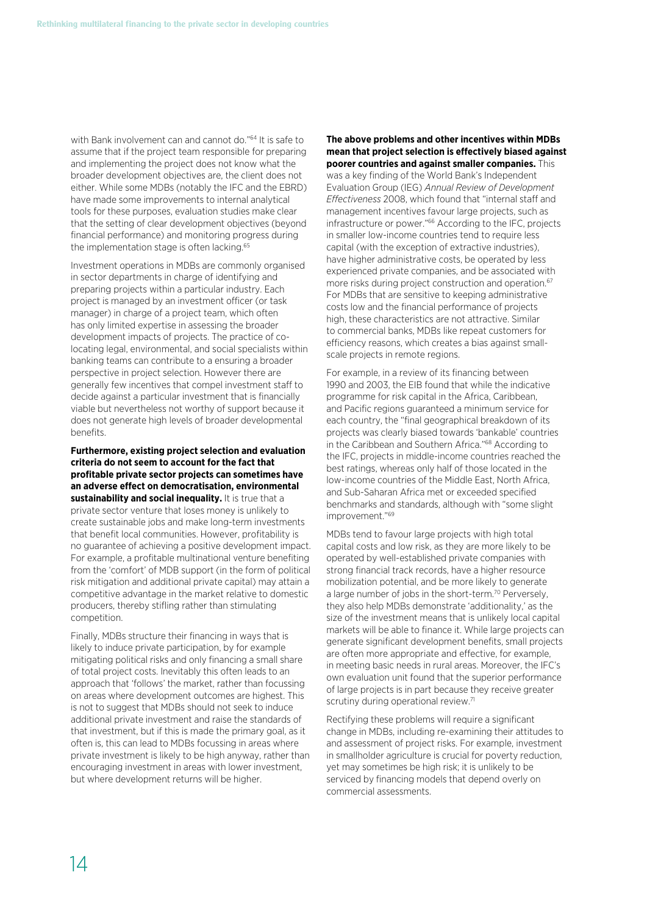with Bank involvement can and cannot do."[64] It is safe to assume that if the project team responsible for preparing and implementing the project does not know what the broader development objectives are, the client does not either. While some MDBs (notably the IFC and the EBRD) have made some improvements to internal analytical tools for these purposes, evaluation studies make clear that the setting of clear development objectives (beyond financial performance) and monitoring progress during the implementation stage is often lacking.[65]

Investment operations in MDBs are commonly organised in sector departments in charge of identifying and preparing projects within a particular industry. Each project is managed by an investment officer (or task manager) in charge of a project team, which often has only limited expertise in assessing the broader development impacts of projects. The practice of co-locating legal, environmental, and social specialists within banking teams can contribute to a ensuring a broader perspective in project selection. However there are generally few incentives that compel investment staff to decide against a particular investment that is financially viable but nevertheless not worthy of support because it does not generate high levels of broader developmental benefits.

**Furthermore, existing project selection and evaluation criteria do not seem to account for the fact that profitable private sector projects can sometimes have an adverse effect on democratisation, environmental sustainability and social inequality.** It is true that a private sector venture that loses money is unlikely to create sustainable jobs and make long-term investments that benefit local communities. However, profitability is no guarantee of achieving a positive development impact. For example, a profitable multinational venture benefiting from the 'comfort' of MDB support (in the form of political risk mitigation and additional private capital) may attain a competitive advantage in the market relative to domestic producers, thereby stifling rather than stimulating competition.

Finally, MDBs structure their financing in ways that is likely to induce private participation, by for example mitigating political risks and only financing a small share of total project costs. Inevitably this often leads to an approach that 'follows' the market, rather than focussing on areas where development outcomes are highest. This is not to suggest that MDBs should not seek to induce additional private investment and raise the standards of that investment, but if this is made the primary goal, as it often is, this can lead to MDBs focussing in areas where private investment is likely to be high anyway, rather than encouraging investment in areas with lower investment, but where development returns will be higher.

**The above problems and other incentives within MDBs mean that project selection is effectively biased against poorer countries and against smaller companies.** This was a key finding of the World Bank's Independent Evaluation Group (IEG) *Annual Review of Development Effectiveness* 2008, which found that "internal staff and management incentives favour large projects, such as infrastructure or power."[66] According to the IFC, projects in smaller low-income countries tend to require less capital (with the exception of extractive industries), have higher administrative costs, be operated by less experienced private companies, and be associated with more risks during project construction and operation.[67] For MDBs that are sensitive to keeping administrative costs low and the financial performance of projects high, these characteristics are not attractive. Similar to commercial banks, MDBs like repeat customers for efficiency reasons, which creates a bias against small-scale projects in remote regions.

For example, in a review of its financing between 1990 and 2003, the EIB found that while the indicative programme for risk capital in the Africa, Caribbean, and Pacific regions guaranteed a minimum service for each country, the "final geographical breakdown of its projects was clearly biased towards 'bankable' countries in the Caribbean and Southern Africa."[68] According to the IFC, projects in middle-income countries reached the best ratings, whereas only half of those located in the low-income countries of the Middle East, North Africa, and Sub-Saharan Africa met or exceeded specified benchmarks and standards, although with "some slight improvement."[69]

MDBs tend to favour large projects with high total capital costs and low risk, as they are more likely to be operated by well-established private companies with strong financial track records, have a higher resource mobilization potential, and be more likely to generate a large number of jobs in the short-term.[70] Perversely, they also help MDBs demonstrate 'additionality,' as the size of the investment means that is unlikely local capital markets will be able to finance it. While large projects can generate significant development benefits, small projects are often more appropriate and effective, for example, in meeting basic needs in rural areas. Moreover, the IFC's own evaluation unit found that the superior performance of large projects is in part because they receive greater scrutiny during operational review.[71]

Rectifying these problems will require a significant change in MDBs, including re-examining their attitudes to and assessment of project risks. For example, investment in smallholder agriculture is crucial for poverty reduction, yet may sometimes be high risk; it is unlikely to be serviced by financing models that depend overly on commercial assessments.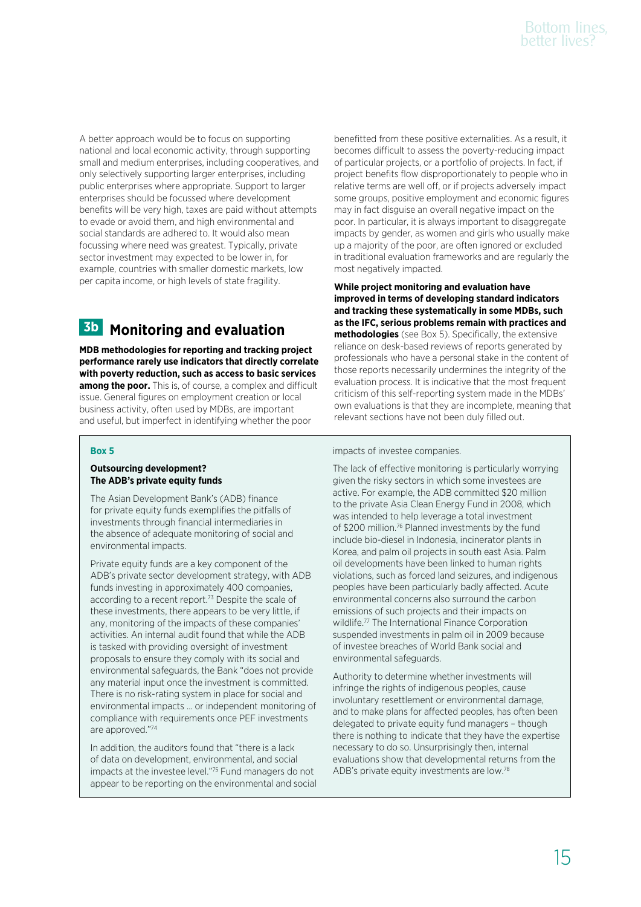A better approach would be to focus on supporting national and local economic activity, through supporting small and medium enterprises, including cooperatives, and only selectively supporting larger enterprises, including public enterprises where appropriate. Support to larger enterprises should be focussed where development benefits will be very high, taxes are paid without attempts to evade or avoid them, and high environmental and social standards are adhered to. It would also mean focussing where need was greatest. Typically, private sector investment may expected to be lower in, for example, countries with smaller domestic markets, low per capita income, or high levels of state fragility.

## 3b Monitoring and evaluation

**MDB methodologies for reporting and tracking project performance rarely use indicators that directly correlate with poverty reduction, such as access to basic services among the poor.** This is, of course, a complex and difficult issue. General figures on employment creation or local business activity, often used by MDBs, are important and useful, but imperfect in identifying whether the poor benefitted from these positive externalities. As a result, it becomes difficult to assess the poverty-reducing impact of particular projects, or a portfolio of projects. In fact, if project benefits flow disproportionately to people who in relative terms are well off, or if projects adversely impact some groups, positive employment and economic figures may in fact disguise an overall negative impact on the poor. In particular, it is always important to disaggregate impacts by gender, as women and girls who usually make up a majority of the poor, are often ignored or excluded in traditional evaluation frameworks and are regularly the most negatively impacted.

**While project monitoring and evaluation have improved in terms of developing standard indicators and tracking these systematically in some MDBs, such as the IFC, serious problems remain with practices and methodologies** (see Box 5). Specifically, the extensive reliance on desk-based reviews of reports generated by professionals who have a personal stake in the content of those reports necessarily undermines the integrity of the evaluation process. It is indicative that the most frequent criticism of this self-reporting system made in the MDBs' own evaluations is that they are incomplete, meaning that relevant sections have not been duly filled out.

**Box 5**

**Outsourcing development?**
**The ADB's private equity funds**

The Asian Development Bank's (ADB) finance for private equity funds exemplifies the pitfalls of investments through financial intermediaries in the absence of adequate monitoring of social and environmental impacts.

Private equity funds are a key component of the ADB's private sector development strategy, with ADB funds investing in approximately 400 companies, according to a recent report.[73] Despite the scale of these investments, there appears to be very little, if any, monitoring of the impacts of these companies' activities. An internal audit found that while the ADB is tasked with providing oversight of investment proposals to ensure they comply with its social and environmental safeguards, the Bank "does not provide any material input once the investment is committed. There is no risk-rating system in place for social and environmental impacts … or independent monitoring of compliance with requirements once PEF investments are approved."[74]

In addition, the auditors found that "there is a lack of data on development, environmental, and social impacts at the investee level."[75] Fund managers do not appear to be reporting on the environmental and social impacts of investee companies.

The lack of effective monitoring is particularly worrying given the risky sectors in which some investees are active. For example, the ADB committed $20 million to the private Asia Clean Energy Fund in 2008, which was intended to help leverage a total investment of $200 million.[76] Planned investments by the fund include bio-diesel in Indonesia, incinerator plants in Korea, and palm oil projects in south east Asia. Palm oil developments have been linked to human rights violations, such as forced land seizures, and indigenous peoples have been particularly badly affected. Acute environmental concerns also surround the carbon emissions of such projects and their impacts on wildlife.[77] The International Finance Corporation suspended investments in palm oil in 2009 because of investee breaches of World Bank social and environmental safeguards.

Authority to determine whether investments will infringe the rights of indigenous peoples, cause involuntary resettlement or environmental damage, and to make plans for affected peoples, has often been delegated to private equity fund managers – though there is nothing to indicate that they have the expertise necessary to do so. Unsurprisingly then, internal evaluations show that developmental returns from the ADB's private equity investments are low.[78]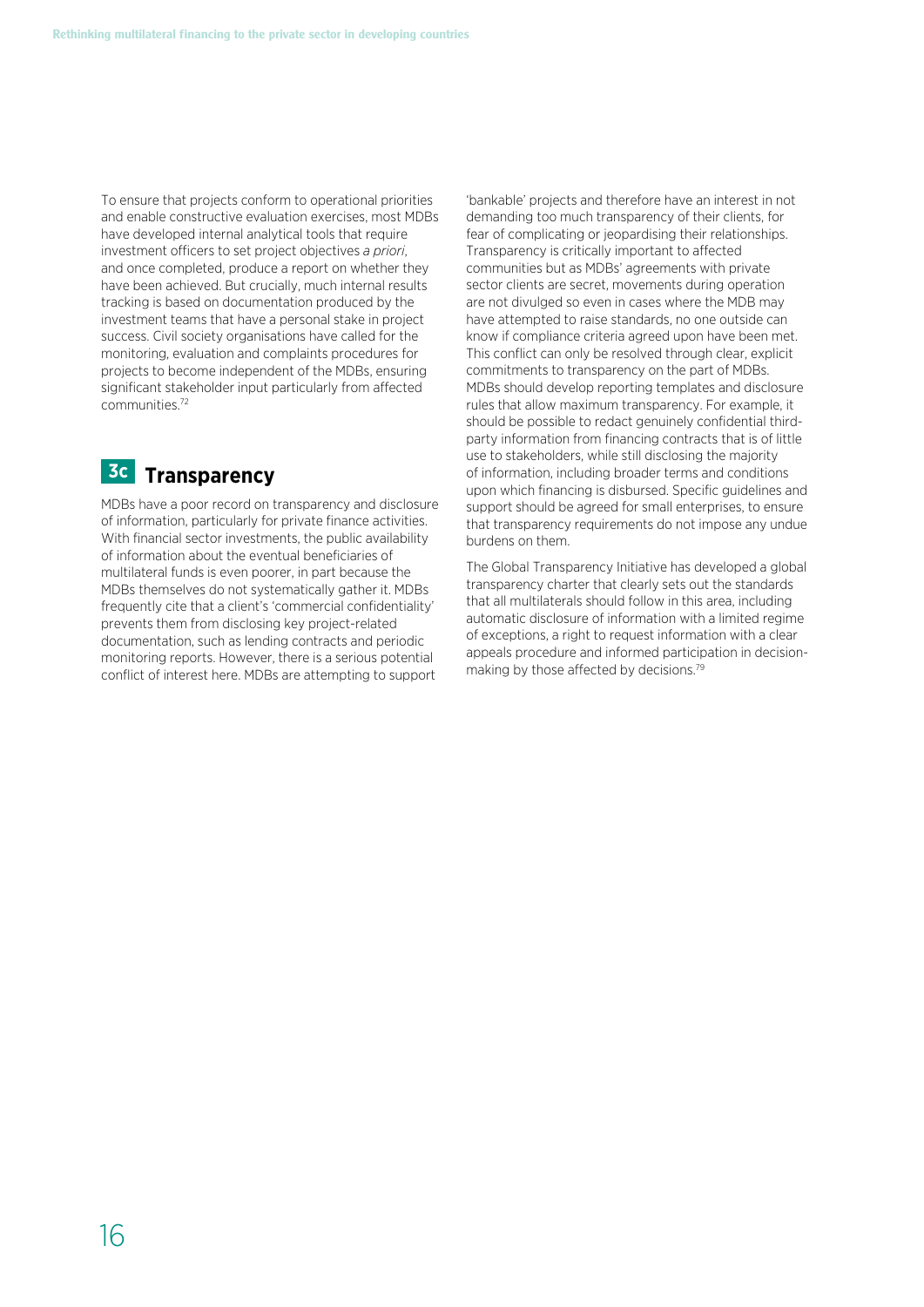To ensure that projects conform to operational priorities and enable constructive evaluation exercises, most MDBs have developed internal analytical tools that require investment officers to set project objectives *a priori*, and once completed, produce a report on whether they have been achieved. But crucially, much internal results tracking is based on documentation produced by the investment teams that have a personal stake in project success. Civil society organisations have called for the monitoring, evaluation and complaints procedures for projects to become independent of the MDBs, ensuring significant stakeholder input particularly from affected communities.[72]

## 3c Transparency

MDBs have a poor record on transparency and disclosure of information, particularly for private finance activities. With financial sector investments, the public availability of information about the eventual beneficiaries of multilateral funds is even poorer, in part because the MDBs themselves do not systematically gather it. MDBs frequently cite that a client's 'commercial confidentiality' prevents them from disclosing key project-related documentation, such as lending contracts and periodic monitoring reports. However, there is a serious potential conflict of interest here. MDBs are attempting to support 'bankable' projects and therefore have an interest in not demanding too much transparency of their clients, for fear of complicating or jeopardising their relationships. Transparency is critically important to affected communities but as MDBs' agreements with private sector clients are secret, movements during operation are not divulged so even in cases where the MDB may have attempted to raise standards, no one outside can know if compliance criteria agreed upon have been met. This conflict can only be resolved through clear, explicit commitments to transparency on the part of MDBs. MDBs should develop reporting templates and disclosure rules that allow maximum transparency. For example, it should be possible to redact genuinely confidential third-party information from financing contracts that is of little use to stakeholders, while still disclosing the majority of information, including broader terms and conditions upon which financing is disbursed. Specific guidelines and support should be agreed for small enterprises, to ensure that transparency requirements do not impose any undue burdens on them.

The Global Transparency Initiative has developed a global transparency charter that clearly sets out the standards that all multilaterals should follow in this area, including automatic disclosure of information with a limited regime of exceptions, a right to request information with a clear appeals procedure and informed participation in decision-making by those affected by decisions.[79]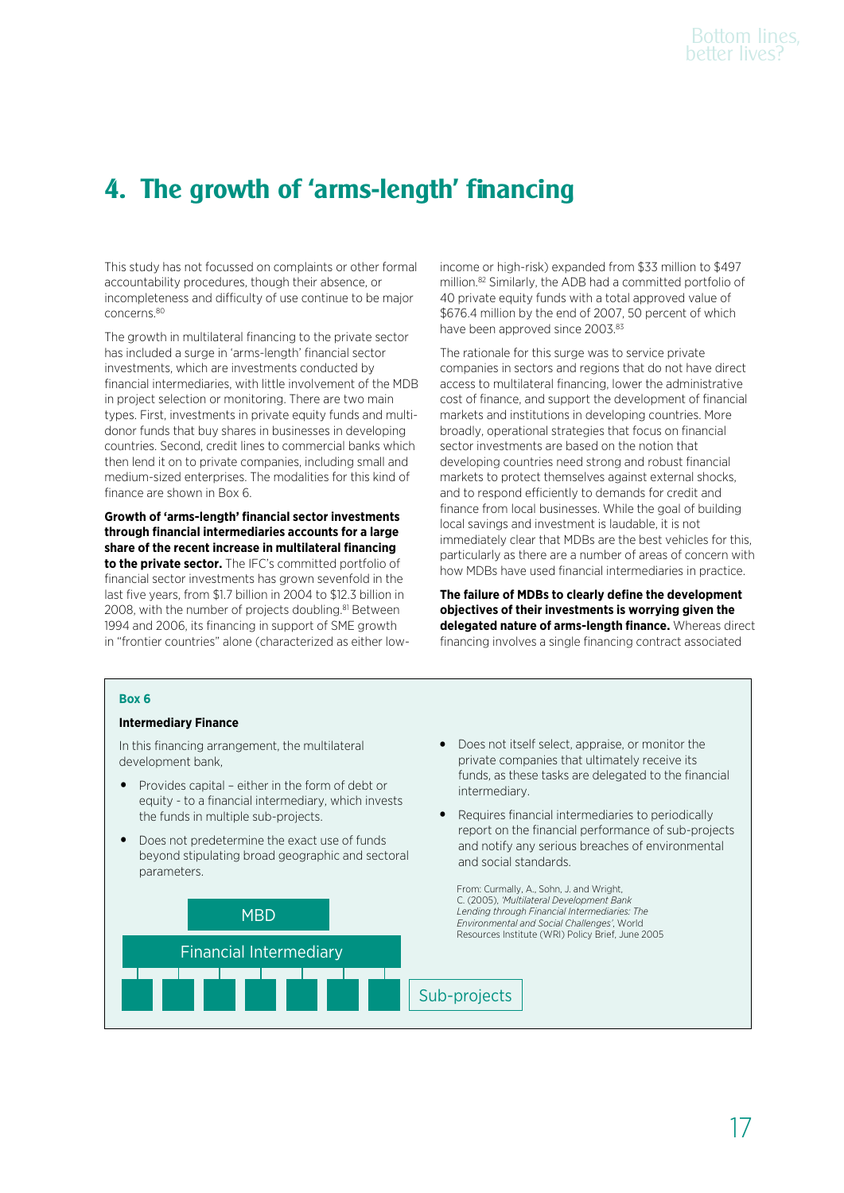# 4. The growth of 'arms-length' financing

This study has not focussed on complaints or other formal accountability procedures, though their absence, or incompleteness and difficulty of use continue to be major concerns.[80]

The growth in multilateral financing to the private sector has included a surge in 'arms-length' financial sector investments, which are investments conducted by financial intermediaries, with little involvement of the MDB in project selection or monitoring. There are two main types. First, investments in private equity funds and multi-donor funds that buy shares in businesses in developing countries. Second, credit lines to commercial banks which then lend it on to private companies, including small and medium-sized enterprises. The modalities for this kind of finance are shown in Box 6.

**Growth of 'arms-length' financial sector investments through financial intermediaries accounts for a large share of the recent increase in multilateral financing to the private sector.** The IFC's committed portfolio of financial sector investments has grown sevenfold in the last five years, from $1.7 billion in 2004 to $12.3 billion in 2008, with the number of projects doubling.[81] Between 1994 and 2006, its financing in support of SME growth in "frontier countries" alone (characterized as either low-income or high-risk) expanded from $33 million to $497 million.[82] Similarly, the ADB had a committed portfolio of 40 private equity funds with a total approved value of $676.4 million by the end of 2007, 50 percent of which have been approved since 2003.[83]

The rationale for this surge was to service private companies in sectors and regions that do not have direct access to multilateral financing, lower the administrative cost of finance, and support the development of financial markets and institutions in developing countries. More broadly, operational strategies that focus on financial sector investments are based on the notion that developing countries need strong and robust financial markets to protect themselves against external shocks, and to respond efficiently to demands for credit and finance from local businesses. While the goal of building local savings and investment is laudable, it is not immediately clear that MDBs are the best vehicles for this, particularly as there are a number of areas of concern with how MDBs have used financial intermediaries in practice.

**The failure of MDBs to clearly define the development objectives of their investments is worrying given the delegated nature of arms-length finance.** Whereas direct financing involves a single financing contract associated

---

**Box 6**

**Intermediary Finance**

In this financing arrangement, the multilateral development bank,

- Provides capital – either in the form of debt or equity - to a financial intermediary, which invests the funds in multiple sub-projects.
- Does not predetermine the exact use of funds beyond stipulating broad geographic and sectoral parameters.
- Does not itself select, appraise, or monitor the private companies that ultimately receive its funds, as these tasks are delegated to the financial intermediary.
- Requires financial intermediaries to periodically report on the financial performance of sub-projects and notify any serious breaches of environmental and social standards.

MBD → Financial Intermediary → Sub-projects

From: Curmally, A., Sohn, J. and Wright, C. (2005), *'Multilateral Development Bank Lending through Financial Intermediaries: The Environmental and Social Challenges'*, World Resources Institute (WRI) Policy Brief, June 2005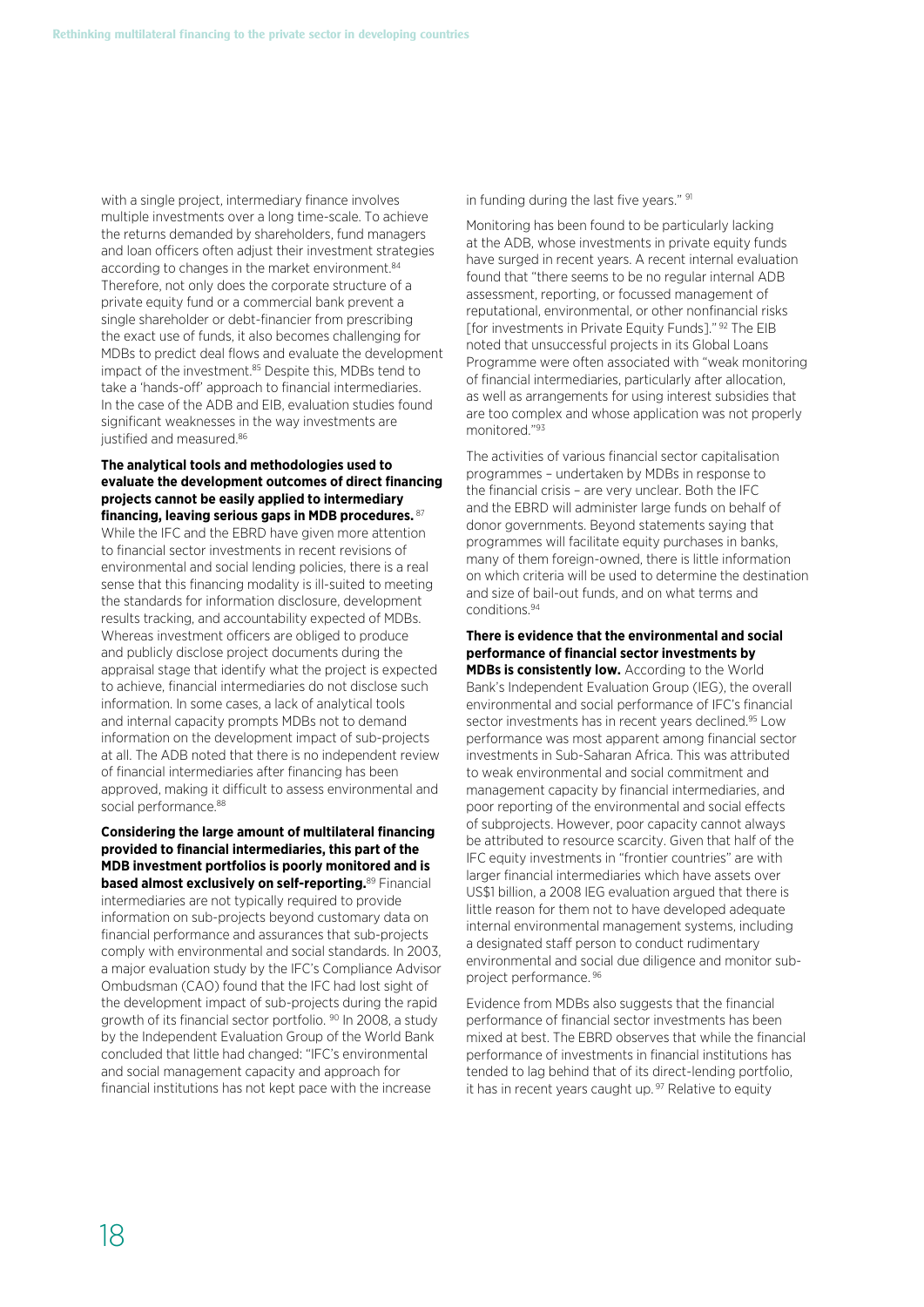with a single project, intermediary finance involves multiple investments over a long time-scale. To achieve the returns demanded by shareholders, fund managers and loan officers often adjust their investment strategies according to changes in the market environment.[84] Therefore, not only does the corporate structure of a private equity fund or a commercial bank prevent a single shareholder or debt-financier from prescribing the exact use of funds, it also becomes challenging for MDBs to predict deal flows and evaluate the development impact of the investment.[85] Despite this, MDBs tend to take a 'hands-off' approach to financial intermediaries. In the case of the ADB and EIB, evaluation studies found significant weaknesses in the way investments are justified and measured.[86]

**The analytical tools and methodologies used to evaluate the development outcomes of direct financing projects cannot be easily applied to intermediary financing, leaving serious gaps in MDB procedures.** [87] While the IFC and the EBRD have given more attention to financial sector investments in recent revisions of environmental and social lending policies, there is a real sense that this financing modality is ill-suited to meeting the standards for information disclosure, development results tracking, and accountability expected of MDBs. Whereas investment officers are obliged to produce and publicly disclose project documents during the appraisal stage that identify what the project is expected to achieve, financial intermediaries do not disclose such information. In some cases, a lack of analytical tools and internal capacity prompts MDBs not to demand information on the development impact of sub-projects at all. The ADB noted that there is no independent review of financial intermediaries after financing has been approved, making it difficult to assess environmental and social performance.[88]

**Considering the large amount of multilateral financing provided to financial intermediaries, this part of the MDB investment portfolios is poorly monitored and is based almost exclusively on self-reporting.**[89] Financial intermediaries are not typically required to provide information on sub-projects beyond customary data on financial performance and assurances that sub-projects comply with environmental and social standards. In 2003, a major evaluation study by the IFC's Compliance Advisor Ombudsman (CAO) found that the IFC had lost sight of the development impact of sub-projects during the rapid growth of its financial sector portfolio. [90] In 2008, a study by the Independent Evaluation Group of the World Bank concluded that little had changed: "IFC's environmental and social management capacity and approach for financial institutions has not kept pace with the increase in funding during the last five years." [91]

Monitoring has been found to be particularly lacking at the ADB, whose investments in private equity funds have surged in recent years. A recent internal evaluation found that "there seems to be no regular internal ADB assessment, reporting, or focussed management of reputational, environmental, or other nonfinancial risks [for investments in Private Equity Funds]." [92] The EIB noted that unsuccessful projects in its Global Loans Programme were often associated with "weak monitoring of financial intermediaries, particularly after allocation, as well as arrangements for using interest subsidies that are too complex and whose application was not properly monitored."[93]

The activities of various financial sector capitalisation programmes – undertaken by MDBs in response to the financial crisis – are very unclear. Both the IFC and the EBRD will administer large funds on behalf of donor governments. Beyond statements saying that programmes will facilitate equity purchases in banks, many of them foreign-owned, there is little information on which criteria will be used to determine the destination and size of bail-out funds, and on what terms and conditions.[94]

**There is evidence that the environmental and social performance of financial sector investments by MDBs is consistently low.** According to the World Bank's Independent Evaluation Group (IEG), the overall environmental and social performance of IFC's financial sector investments has in recent years declined.[95] Low performance was most apparent among financial sector investments in Sub-Saharan Africa. This was attributed to weak environmental and social commitment and management capacity by financial intermediaries, and poor reporting of the environmental and social effects of subprojects. However, poor capacity cannot always be attributed to resource scarcity. Given that half of the IFC equity investments in "frontier countries" are with larger financial intermediaries which have assets over US$1 billion, a 2008 IEG evaluation argued that there is little reason for them not to have developed adequate internal environmental management systems, including a designated staff person to conduct rudimentary environmental and social due diligence and monitor sub-project performance. [96]

Evidence from MDBs also suggests that the financial performance of financial sector investments has been mixed at best. The EBRD observes that while the financial performance of investments in financial institutions has tended to lag behind that of its direct-lending portfolio, it has in recent years caught up. [97] Relative to equity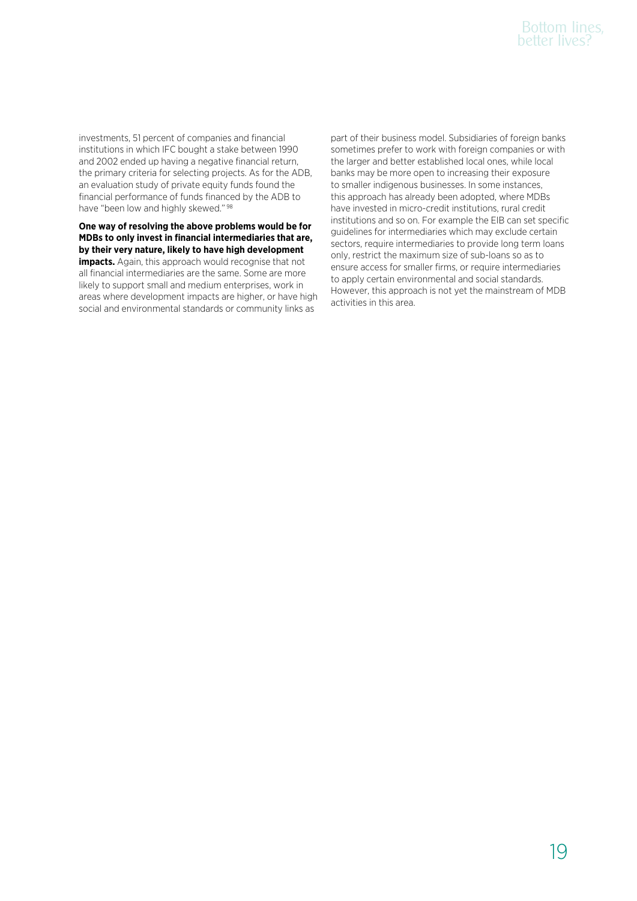investments, 51 percent of companies and financial institutions in which IFC bought a stake between 1990 and 2002 ended up having a negative financial return, the primary criteria for selecting projects. As for the ADB, an evaluation study of private equity funds found the financial performance of funds financed by the ADB to have "been low and highly skewed."[98]

**One way of resolving the above problems would be for MDBs to only invest in financial intermediaries that are, by their very nature, likely to have high development impacts.** Again, this approach would recognise that not all financial intermediaries are the same. Some are more likely to support small and medium enterprises, work in areas where development impacts are higher, or have high social and environmental standards or community links as part of their business model. Subsidiaries of foreign banks sometimes prefer to work with foreign companies or with the larger and better established local ones, while local banks may be more open to increasing their exposure to smaller indigenous businesses. In some instances, this approach has already been adopted, where MDBs have invested in micro-credit institutions, rural credit institutions and so on. For example the EIB can set specific guidelines for intermediaries which may exclude certain sectors, require intermediaries to provide long term loans only, restrict the maximum size of sub-loans so as to ensure access for smaller firms, or require intermediaries to apply certain environmental and social standards. However, this approach is not yet the mainstream of MDB activities in this area.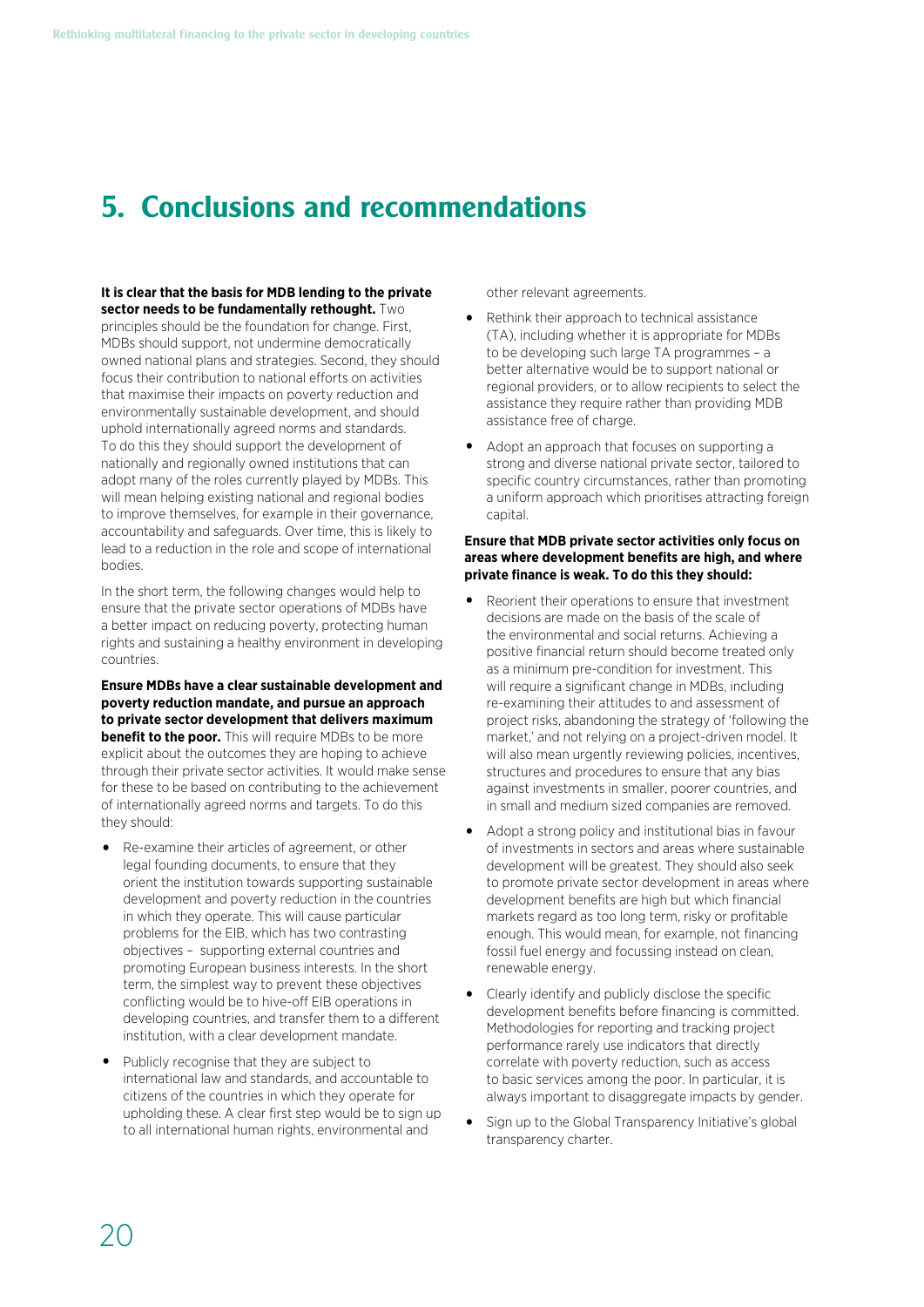# 5. Conclusions and recommendations

**It is clear that the basis for MDB lending to the private sector needs to be fundamentally rethought.** Two principles should be the foundation for change. First, MDBs should support, not undermine democratically owned national plans and strategies. Second, they should focus their contribution to national efforts on activities that maximise their impacts on poverty reduction and environmentally sustainable development, and should uphold internationally agreed norms and standards. To do this they should support the development of nationally and regionally owned institutions that can adopt many of the roles currently played by MDBs. This will mean helping existing national and regional bodies to improve themselves, for example in their governance, accountability and safeguards. Over time, this is likely to lead to a reduction in the role and scope of international bodies.

In the short term, the following changes would help to ensure that the private sector operations of MDBs have a better impact on reducing poverty, protecting human rights and sustaining a healthy environment in developing countries.

**Ensure MDBs have a clear sustainable development and poverty reduction mandate, and pursue an approach to private sector development that delivers maximum benefit to the poor.** This will require MDBs to be more explicit about the outcomes they are hoping to achieve through their private sector activities. It would make sense for these to be based on contributing to the achievement of internationally agreed norms and targets. To do this they should:

- Re-examine their articles of agreement, or other legal founding documents, to ensure that they orient the institution towards supporting sustainable development and poverty reduction in the countries in which they operate. This will cause particular problems for the EIB, which has two contrasting objectives – supporting external countries and promoting European business interests. In the short term, the simplest way to prevent these objectives conflicting would be to hive-off EIB operations in developing countries, and transfer them to a different institution, with a clear development mandate.
- Publicly recognise that they are subject to international law and standards, and accountable to citizens of the countries in which they operate for upholding these. A clear first step would be to sign up to all international human rights, environmental and other relevant agreements.
- Rethink their approach to technical assistance (TA), including whether it is appropriate for MDBs to be developing such large TA programmes – a better alternative would be to support national or regional providers, or to allow recipients to select the assistance they require rather than providing MDB assistance free of charge.
- Adopt an approach that focuses on supporting a strong and diverse national private sector, tailored to specific country circumstances, rather than promoting a uniform approach which prioritises attracting foreign capital.

**Ensure that MDB private sector activities only focus on areas where development benefits are high, and where private finance is weak. To do this they should:**

- Reorient their operations to ensure that investment decisions are made on the basis of the scale of the environmental and social returns. Achieving a positive financial return should become treated only as a minimum pre-condition for investment. This will require a significant change in MDBs, including re-examining their attitudes to and assessment of project risks, abandoning the strategy of 'following the market,' and not relying on a project-driven model. It will also mean urgently reviewing policies, incentives, structures and procedures to ensure that any bias against investments in smaller, poorer countries, and in small and medium sized companies are removed.
- Adopt a strong policy and institutional bias in favour of investments in sectors and areas where sustainable development will be greatest. They should also seek to promote private sector development in areas where development benefits are high but which financial markets regard as too long term, risky or profitable enough. This would mean, for example, not financing fossil fuel energy and focussing instead on clean, renewable energy.
- Clearly identify and publicly disclose the specific development benefits before financing is committed. Methodologies for reporting and tracking project performance rarely use indicators that directly correlate with poverty reduction, such as access to basic services among the poor. In particular, it is always important to disaggregate impacts by gender.
- Sign up to the Global Transparency Initiative's global transparency charter.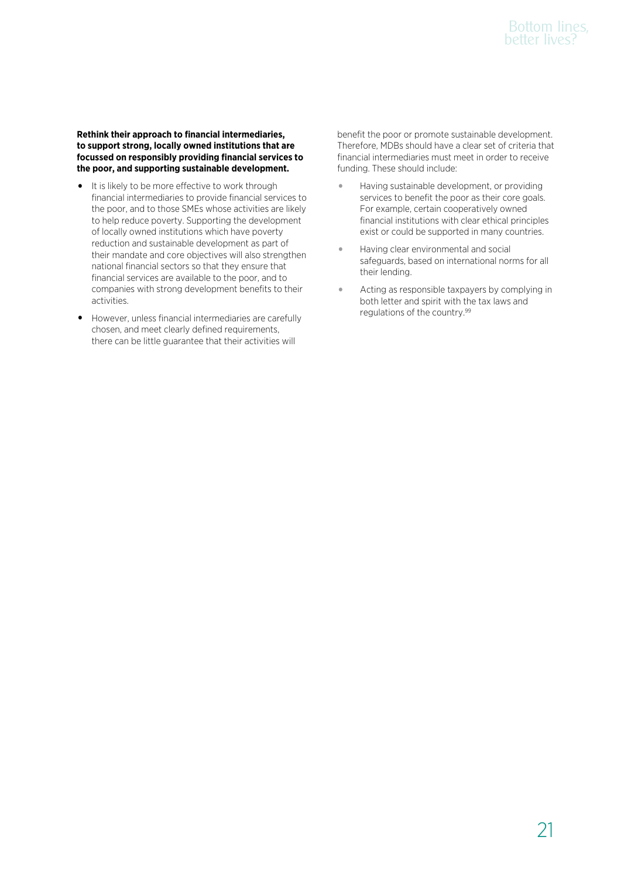**Rethink their approach to financial intermediaries, to support strong, locally owned institutions that are focussed on responsibly providing financial services to the poor, and supporting sustainable development.**

- It is likely to be more effective to work through financial intermediaries to provide financial services to the poor, and to those SMEs whose activities are likely to help reduce poverty. Supporting the development of locally owned institutions which have poverty reduction and sustainable development as part of their mandate and core objectives will also strengthen national financial sectors so that they ensure that financial services are available to the poor, and to companies with strong development benefits to their activities.
- However, unless financial intermediaries are carefully chosen, and meet clearly defined requirements, there can be little guarantee that their activities will benefit the poor or promote sustainable development. Therefore, MDBs should have a clear set of criteria that financial intermediaries must meet in order to receive funding. These should include:
  - Having sustainable development, or providing services to benefit the poor as their core goals. For example, certain cooperatively owned financial institutions with clear ethical principles exist or could be supported in many countries.
  - Having clear environmental and social safeguards, based on international norms for all their lending.
  - Acting as responsible taxpayers by complying in both letter and spirit with the tax laws and regulations of the country.[99]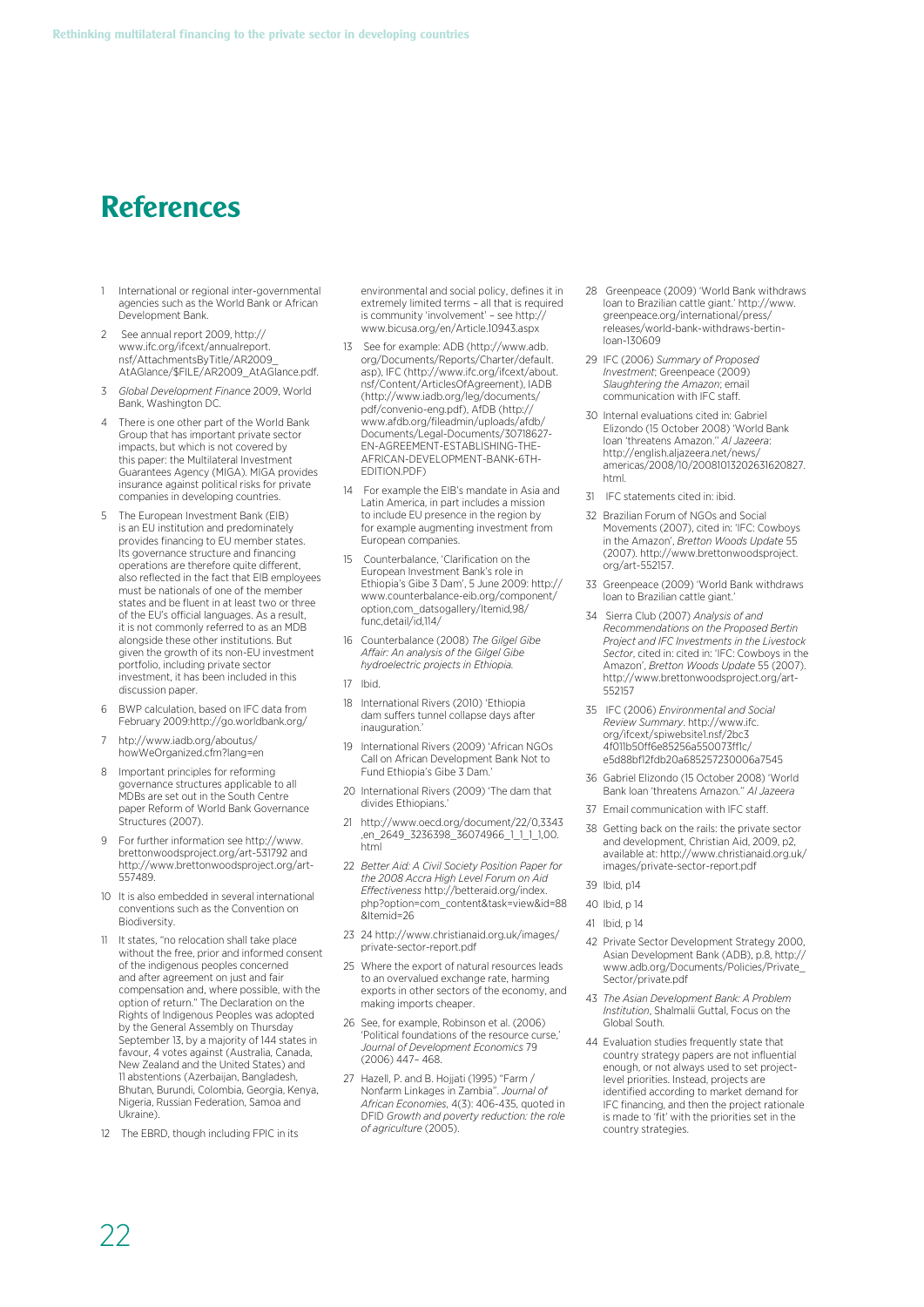# References

1. International or regional inter-governmental agencies such as the World Bank or African Development Bank.
2. See annual report 2009, http://www.ifc.org/ifcext/annualreport.nsf/AttachmentsByTitle/AR2009_AtAGlance/$FILE/AR2009_AtAGlance.pdf.
3. *Global Development Finance* 2009, World Bank, Washington DC.
4. There is one other part of the World Bank Group that has important private sector impacts, but which is not covered by this paper: the Multilateral Investment Guarantees Agency (MIGA). MIGA provides insurance against political risks for private companies in developing countries.
5. The European Investment Bank (EIB) is an EU institution and predominately provides financing to EU member states. Its governance structure and financing operations are therefore quite different, also reflected in the fact that EIB employees must be nationals of one of the member states and be fluent in at least two or three of the EU's official languages. As a result, it is not commonly referred to as an MDB alongside these other institutions. But given the growth of its non-EU investment portfolio, including private sector investment, it has been included in this discussion paper.
6. BWP calculation, based on IFC data from February 2009:http://go.worldbank.org/
7. htp://www.iadb.org/aboutus/howWeOrganized.cfm?lang=en
8. Important principles for reforming governance structures applicable to all MDBs are set out in the South Centre paper Reform of World Bank Governance Structures (2007).
9. For further information see http://www.brettonwoodsproject.org/art-531792 and http://www.brettonwoodsproject.org/art-557489.
10. It is also embedded in several international conventions such as the Convention on Biodiversity.
11. It states, "no relocation shall take place without the free, prior and informed consent of the indigenous peoples concerned and after agreement on just and fair compensation and, where possible, with the option of return." The Declaration on the Rights of Indigenous Peoples was adopted by the General Assembly on Thursday September 13, by a majority of 144 states in favour, 4 votes against (Australia, Canada, New Zealand and the United States) and 11 abstentions (Azerbaijan, Bangladesh, Bhutan, Burundi, Colombia, Georgia, Kenya, Nigeria, Russian Federation, Samoa and Ukraine).
12. The EBRD, though including FPIC in its environmental and social policy, defines it in extremely limited terms – all that is required is community 'involvement' – see http://www.bicusa.org/en/Article.10943.aspx
13. See for example: ADB (http://www.adb.org/Documents/Reports/Charter/default.asp), IFC (http://www.ifc.org/ifcext/about.nsf/Content/ArticlesOfAgreement), IADB (http://www.iadb.org/leg/documents/pdf/convenio-eng.pdf), AfDB (http://www.afdb.org/fileadmin/uploads/afdb/Documents/Legal-Documents/30718627-EN-AGREEMENT-ESTABLISHING-THE-AFRICAN-DEVELOPMENT-BANK-6TH-EDITION.PDF)
14. For example the EIB's mandate in Asia and Latin America, in part includes a mission to include EU presence in the region by for example augmenting investment from European companies.
15. Counterbalance, 'Clarification on the European Investment Bank's role in Ethiopia's Gibe 3 Dam', 5 June 2009: http://www.counterbalance-eib.org/component/option,com_datsogallery/Itemid,98/func,detail/id,114/
16. Counterbalance (2008) *The Gilgel Gibe Affair: An analysis of the Gilgel Gibe hydroelectric projects in Ethiopia.*
17. Ibid.
18. International Rivers (2010) 'Ethiopia dam suffers tunnel collapse days after inauguration.'
19. International Rivers (2009) 'African NGOs Call on African Development Bank Not to Fund Ethiopia's Gibe 3 Dam.'
20. International Rivers (2009) 'The dam that divides Ethiopians.'
21. http://www.oecd.org/document/22/0,3343,en_2649_3236398_36074966_1_1_1_1,00.html
22. *Better Aid: A Civil Society Position Paper for the 2008 Accra High Level Forum on Aid Effectiveness* http://betteraid.org/index.php?option=com_content&task=view&id=88&Itemid=26
23. 24 http://www.christianaid.org.uk/images/private-sector-report.pdf
25. Where the export of natural resources leads to an overvalued exchange rate, harming exports in other sectors of the economy, and making imports cheaper.
26. See, for example, Robinson et al. (2006) 'Political foundations of the resource curse,' *Journal of Development Economics* 79 (2006) 447– 468.
27. Hazell, P. and B. Hojjati (1995) "Farm / Nonfarm Linkages in Zambia". *Journal of African Economies*, 4(3): 406-435, quoted in DFID *Growth and poverty reduction: the role of agriculture* (2005).
28. Greenpeace (2009) 'World Bank withdraws loan to Brazilian cattle giant.' http://www.greenpeace.org/international/press/releases/world-bank-withdraws-bertin-loan-130609
29. IFC (2006) *Summary of Proposed Investment*; Greenpeace (2009) *Slaughtering the Amazon*; email communication with IFC staff.
30. Internal evaluations cited in: Gabriel Elizondo (15 October 2008) 'World Bank loan 'threatens Amazon.'' *Al Jazeera*: http://english.aljazeera.net/news/americas/2008/10/20081013202631620827.html.
31. IFC statements cited in: ibid.
32. Brazilian Forum of NGOs and Social Movements (2007), cited in: 'IFC: Cowboys in the Amazon', *Bretton Woods Update* 55 (2007). http://www.brettonwoodsproject.org/art-552157.
33. Greenpeace (2009) 'World Bank withdraws loan to Brazilian cattle giant.'
34. Sierra Club (2007) *Analysis of and Recommendations on the Proposed Bertin Project and IFC Investments in the Livestock Sector*, cited in: cited in: 'IFC: Cowboys in the Amazon', *Bretton Woods Update* 55 (2007). http://www.brettonwoodsproject.org/art-552157
35. IFC (2006) *Environmental and Social Review Summary*. http://www.ifc.org/ifcext/spiwebsite1.nsf/2bc34f011b50ff6e85256a550073ff1c/e5d88bf12fdb20a685257230006a7545
36. Gabriel Elizondo (15 October 2008) 'World Bank loan 'threatens Amazon.'' *Al Jazeera*
37. Email communication with IFC staff.
38. Getting back on the rails: the private sector and development, Christian Aid, 2009, p2, available at: http://www.christianaid.org.uk/images/private-sector-report.pdf
39. Ibid, p14
40. Ibid, p 14
41. Ibid, p 14
42. Private Sector Development Strategy 2000, Asian Development Bank (ADB), p.8, http://www.adb.org/Documents/Policies/Private_Sector/private.pdf
43. *The Asian Development Bank: A Problem Institution*, Shalmalii Guttal, Focus on the Global South.
44. Evaluation studies frequently state that country strategy papers are not influential enough, or not always used to set project-level priorities. Instead, projects are identified according to market demand for IFC financing, and then the project rationale is made to 'fit' with the priorities set in the country strategies.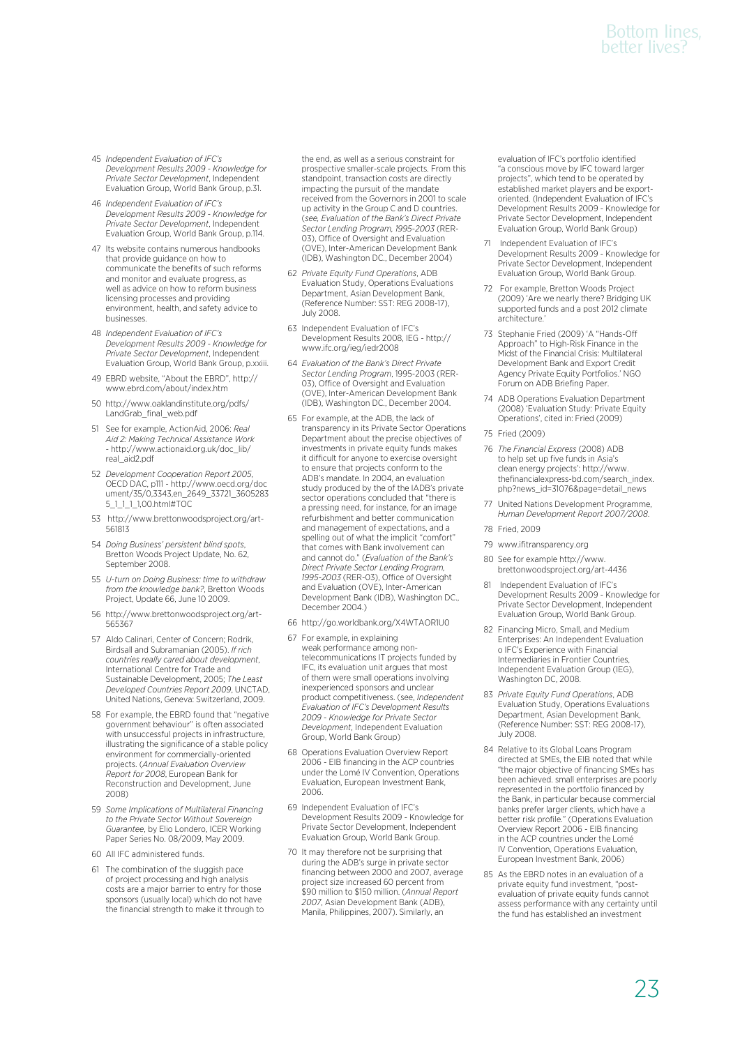45 *Independent Evaluation of IFC's Development Results 2009 - Knowledge for Private Sector Development*, Independent Evaluation Group, World Bank Group, p.31.

46 *Independent Evaluation of IFC's Development Results 2009 - Knowledge for Private Sector Development*, Independent Evaluation Group, World Bank Group, p.114.

47 Its website contains numerous handbooks that provide guidance on how to communicate the benefits of such reforms and monitor and evaluate progress, as well as advice on how to reform business licensing processes and providing environment, health, and safety advice to businesses.

48 *Independent Evaluation of IFC's Development Results 2009 - Knowledge for Private Sector Development*, Independent Evaluation Group, World Bank Group, p.xxiii.

49 EBRD website, "About the EBRD", http://www.ebrd.com/about/index.htm

50 http://www.oaklandinstitute.org/pdfs/LandGrab_final_web.pdf

51 See for example, ActionAid, 2006: *Real Aid 2: Making Technical Assistance Work* - http://www.actionaid.org.uk/doc_lib/real_aid2.pdf

52 *Development Cooperation Report 2005*, OECD DAC, p111 - http://www.oecd.org/document/35/0,3343,en_2649_33721_36052835_1_1_1_1,00.html#TOC

53 http://www.brettonwoodsproject.org/art-561813

54 *Doing Business' persistent blind spots*, Bretton Woods Project Update, No. 62, September 2008.

55 *U-turn on Doing Business: time to withdraw from the knowledge bank?*, Bretton Woods Project, Update 66, June 10 2009.

56 http://www.brettonwoodsproject.org/art-565367

57 Aldo Calinari, Center of Concern; Rodrik, Birdsall and Subramanian (2005). *If rich countries really cared about development*, International Centre for Trade and Sustainable Development, 2005; *The Least Developed Countries Report 2009*, UNCTAD, United Nations, Geneva: Switzerland, 2009.

58 For example, the EBRD found that "negative government behaviour" is often associated with unsuccessful projects in infrastructure, illustrating the significance of a stable policy environment for commercially-oriented projects. (*Annual Evaluation Overview Report for 2008*, European Bank for Reconstruction and Development, June 2008)

59 *Some Implications of Multilateral Financing to the Private Sector Without Sovereign Guarantee*, by Elio Londero, ICER Working Paper Series No. 08/2009, May 2009.

60 All IFC administered funds.

61 The combination of the sluggish pace of project processing and high analysis costs are a major barrier to entry for those sponsors (usually local) which do not have the financial strength to make it through to the end, as well as a serious constraint for prospective smaller-scale projects. From this standpoint, transaction costs are directly impacting the pursuit of the mandate received from the Governors in 2001 to scale up activity in the Group C and D countries. (*see, Evaluation of the Bank's Direct Private Sector Lending Program, 1995-2003* (RER-03), Office of Oversight and Evaluation (OVE), Inter-American Development Bank (IDB), Washington DC., December 2004)

62 *Private Equity Fund Operations*, ADB Evaluation Study, Operations Evaluations Department, Asian Development Bank, (Reference Number: SST: REG 2008-17), July 2008.

63 Independent Evaluation of IFC's Development Results 2008, IEG - http://www.ifc.org/ieg/iedr2008

64 *Evaluation of the Bank's Direct Private Sector Lending Program*, 1995-2003 (RER-03), Office of Oversight and Evaluation (OVE), Inter-American Development Bank (IDB), Washington DC., December 2004.

65 For example, at the ADB, the lack of transparency in its Private Sector Operations Department about the precise objectives of investments in private equity funds makes it difficult for anyone to exercise oversight to ensure that projects conform to the ADB's mandate. In 2004, an evaluation study produced by the of the IADB's private sector operations concluded that "there is a pressing need, for instance, for an image refurbishment and better communication and management of expectations, and a spelling out of what the implicit "comfort" that comes with Bank involvement can and cannot do." (*Evaluation of the Bank's Direct Private Sector Lending Program, 1995-2003* (RER-03), Office of Oversight and Evaluation (OVE), Inter-American Development Bank (IDB), Washington DC., December 2004.)

66 http://go.worldbank.org/X4WTAOR1U0

67 For example, in explaining weak performance among non-telecommunications IT projects funded by IFC, its evaluation unit argues that most of them were small operations involving inexperienced sponsors and unclear product competitiveness. (see, *Independent Evaluation of IFC's Development Results 2009 - Knowledge for Private Sector Development*, Independent Evaluation Group, World Bank Group)

68 Operations Evaluation Overview Report 2006 - EIB financing in the ACP countries under the Lomé IV Convention, Operations Evaluation, European Investment Bank, 2006.

69 Independent Evaluation of IFC's Development Results 2009 - Knowledge for Private Sector Development, Independent Evaluation Group, World Bank Group.

70 It may therefore not be surprising that during the ADB's surge in private sector financing between 2000 and 2007, average project size increased 60 percent from $90 million to $150 million. (*Annual Report 2007*, Asian Development Bank (ADB), Manila, Philippines, 2007). Similarly, an evaluation of IFC's portfolio identified "a conscious move by IFC toward larger projects", which tend to be operated by established market players and be export-oriented. (Independent Evaluation of IFC's Development Results 2009 - Knowledge for Private Sector Development, Independent Evaluation Group, World Bank Group)

71 Independent Evaluation of IFC's Development Results 2009 - Knowledge for Private Sector Development, Independent Evaluation Group, World Bank Group.

72 For example, Bretton Woods Project (2009) 'Are we nearly there? Bridging UK supported funds and a post 2012 climate architecture.'

73 Stephanie Fried (2009) 'A "Hands-Off Approach" to High-Risk Finance in the Midst of the Financial Crisis: Multilateral Development Bank and Export Credit Agency Private Equity Portfolios.' NGO Forum on ADB Briefing Paper.

74 ADB Operations Evaluation Department (2008) 'Evaluation Study: Private Equity Operations', cited in: Fried (2009)

75 Fried (2009)

76 *The Financial Express* (2008) ADB to help set up five funds in Asia's clean energy projects': http://www.thefinancialexpress-bd.com/search_index.php?news_id=31076&page=detail_news

77 United Nations Development Programme, *Human Development Report 2007/2008*.

78 Fried, 2009

79 www.ifitransparency.org

80 See for example http://www.brettonwoodsproject.org/art-4436

81 Independent Evaluation of IFC's Development Results 2009 - Knowledge for Private Sector Development, Independent Evaluation Group, World Bank Group.

82 Financing Micro, Small, and Medium Enterprises: An Independent Evaluation o IFC's Experience with Financial Intermediaries in Frontier Countries, Independent Evaluation Group (IEG), Washington DC, 2008.

83 *Private Equity Fund Operations*, ADB Evaluation Study, Operations Evaluations Department, Asian Development Bank, (Reference Number: SST: REG 2008-17), July 2008.

84 Relative to its Global Loans Program directed at SMEs, the EIB noted that while "the major objective of financing SMEs has been achieved, small enterprises are poorly represented in the portfolio financed by the Bank, in particular because commercial banks prefer larger clients, which have a better risk profile." (Operations Evaluation Overview Report 2006 - EIB financing in the ACP countries under the Lomé IV Convention, Operations Evaluation, European Investment Bank, 2006)

85 As the EBRD notes in an evaluation of a private equity fund investment, "post-evaluation of private equity funds cannot assess performance with any certainty until the fund has established an investment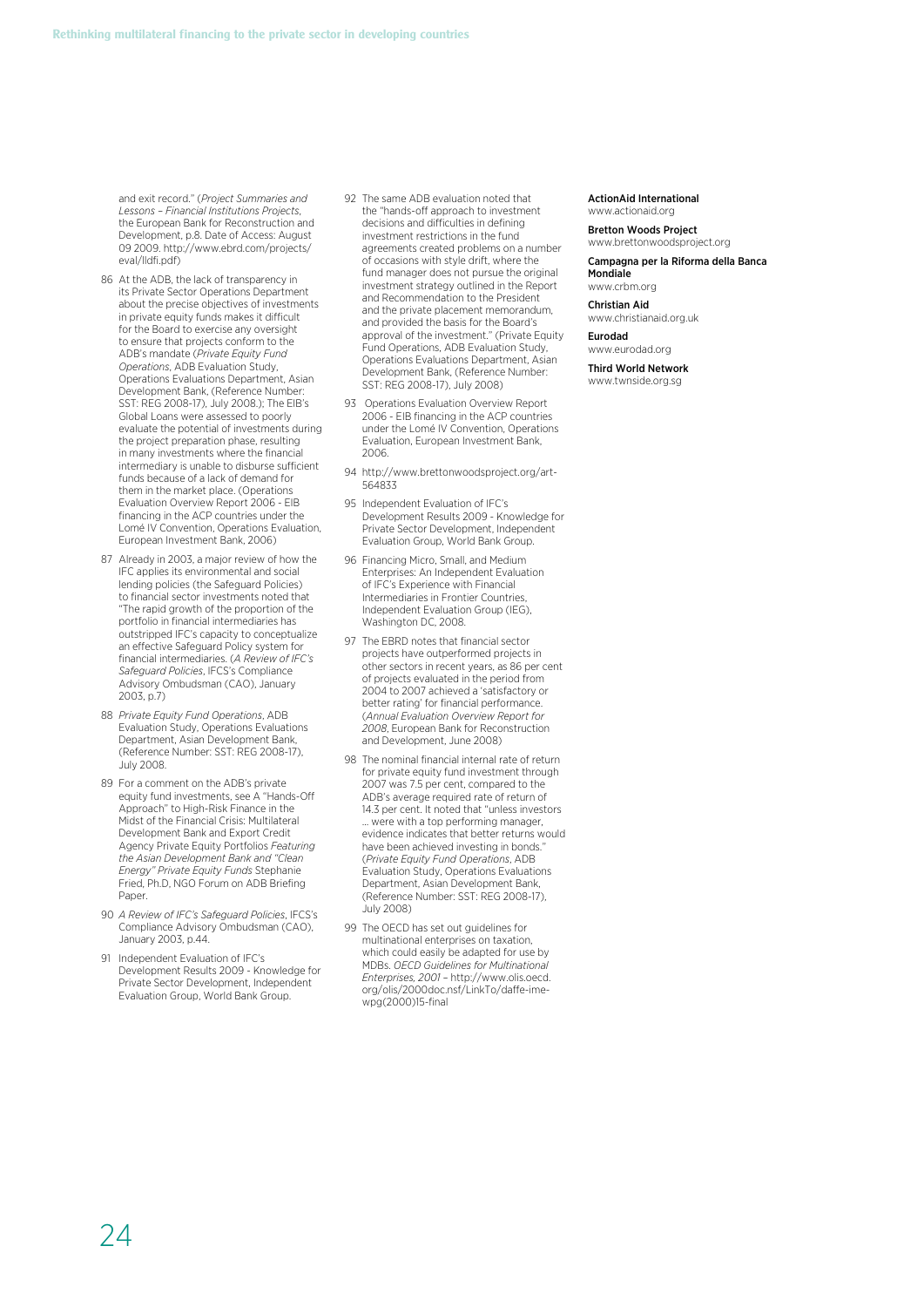and exit record." (*Project Summaries and Lessons – Financial Institutions Projects*, the European Bank for Reconstruction and Development, p.8. Date of Access: August 09 2009. http://www.ebrd.com/projects/eval/lldfi.pdf)

86 At the ADB, the lack of transparency in its Private Sector Operations Department about the precise objectives of investments in private equity funds makes it difficult for the Board to exercise any oversight to ensure that projects conform to the ADB's mandate (*Private Equity Fund Operations*, ADB Evaluation Study, Operations Evaluations Department, Asian Development Bank, (Reference Number: SST: REG 2008-17), July 2008.); The EIB's Global Loans were assessed to poorly evaluate the potential of investments during the project preparation phase, resulting in many investments where the financial intermediary is unable to disburse sufficient funds because of a lack of demand for them in the market place. (Operations Evaluation Overview Report 2006 - EIB financing in the ACP countries under the Lomé IV Convention, Operations Evaluation, European Investment Bank, 2006)

87 Already in 2003, a major review of how the IFC applies its environmental and social lending policies (the Safeguard Policies) to financial sector investments noted that "The rapid growth of the proportion of the portfolio in financial intermediaries has outstripped IFC's capacity to conceptualize an effective Safeguard Policy system for financial intermediaries. (*A Review of IFC's Safeguard Policies*, IFCS's Compliance Advisory Ombudsman (CAO), January 2003, p.7)

88 *Private Equity Fund Operations*, ADB Evaluation Study, Operations Evaluations Department, Asian Development Bank, (Reference Number: SST: REG 2008-17), July 2008.

89 For a comment on the ADB's private equity fund investments, see A "Hands-Off Approach" to High-Risk Finance in the Midst of the Financial Crisis: Multilateral Development Bank and Export Credit Agency Private Equity Portfolios *Featuring the Asian Development Bank and "Clean Energy" Private Equity Funds* Stephanie Fried, Ph.D, NGO Forum on ADB Briefing Paper.

90 *A Review of IFC's Safeguard Policies*, IFCS's Compliance Advisory Ombudsman (CAO), January 2003, p.44.

91 Independent Evaluation of IFC's Development Results 2009 - Knowledge for Private Sector Development, Independent Evaluation Group, World Bank Group.

92 The same ADB evaluation noted that the "hands-off approach to investment decisions and difficulties in defining investment restrictions in the fund agreements created problems on a number of occasions with style drift, where the fund manager does not pursue the original investment strategy outlined in the Report and Recommendation to the President and the private placement memorandum, and provided the basis for the Board's approval of the investment." (Private Equity Fund Operations, ADB Evaluation Study, Operations Evaluations Department, Asian Development Bank, (Reference Number: SST: REG 2008-17), July 2008)

93 Operations Evaluation Overview Report 2006 - EIB financing in the ACP countries under the Lomé IV Convention, Operations Evaluation, European Investment Bank, 2006.

94 http://www.brettonwoodsproject.org/art-564833

95 Independent Evaluation of IFC's Development Results 2009 - Knowledge for Private Sector Development, Independent Evaluation Group, World Bank Group.

96 Financing Micro, Small, and Medium Enterprises: An Independent Evaluation of IFC's Experience with Financial Intermediaries in Frontier Countries, Independent Evaluation Group (IEG), Washington DC, 2008.

97 The EBRD notes that financial sector projects have outperformed projects in other sectors in recent years, as 86 per cent of projects evaluated in the period from 2004 to 2007 achieved a 'satisfactory or better rating' for financial performance. (*Annual Evaluation Overview Report for 2008*, European Bank for Reconstruction and Development, June 2008)

98 The nominal financial internal rate of return for private equity fund investment through 2007 was 7.5 per cent, compared to the ADB's average required rate of return of 14.3 per cent. It noted that "unless investors … were with a top performing manager, evidence indicates that better returns would have been achieved investing in bonds." (*Private Equity Fund Operations*, ADB Evaluation Study, Operations Evaluations Department, Asian Development Bank, (Reference Number: SST: REG 2008-17), July 2008)

99 The OECD has set out guidelines for multinational enterprises on taxation, which could easily be adapted for use by MDBs. *OECD Guidelines for Multinational Enterprises, 2001* – http://www.olis.oecd.org/olis/2000doc.nsf/LinkTo/daffe-ime-wpg(2000)15-final

**ActionAid International**
www.actionaid.org

**Bretton Woods Project**
www.brettonwoodsproject.org

**Campagna per la Riforma della Banca Mondiale**
www.crbm.org

**Christian Aid**
www.christianaid.org.uk

**Eurodad**
www.eurodad.org

**Third World Network**
www.twnside.org.sg